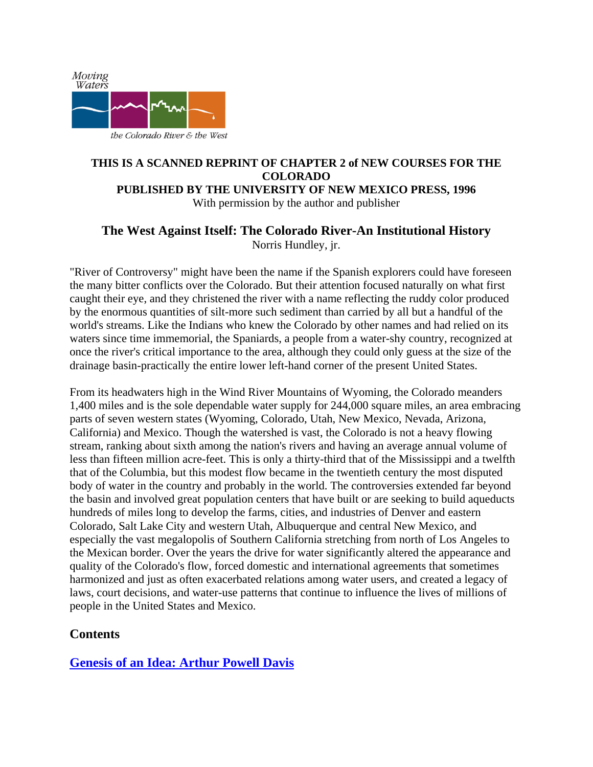Moving Waters

the Colorado River & the West

**THIS IS A SCANNED REPRINT OF CHAPTER 2 of NEW COURSES FOR THE COLORADO**
**PUBLISHED BY THE UNIVERSITY OF NEW MEXICO PRESS, 1996**
With permission by the author and publisher

# The West Against Itself: The Colorado River-An Institutional History

Norris Hundley, jr.

"River of Controversy" might have been the name if the Spanish explorers could have foreseen the many bitter conflicts over the Colorado. But their attention focused naturally on what first caught their eye, and they christened the river with a name reflecting the ruddy color produced by the enormous quantities of silt-more such sediment than carried by all but a handful of the world's streams. Like the Indians who knew the Colorado by other names and had relied on its waters since time immemorial, the Spaniards, a people from a water-shy country, recognized at once the river's critical importance to the area, although they could only guess at the size of the drainage basin-practically the entire lower left-hand corner of the present United States.

From its headwaters high in the Wind River Mountains of Wyoming, the Colorado meanders 1,400 miles and is the sole dependable water supply for 244,000 square miles, an area embracing parts of seven western states (Wyoming, Colorado, Utah, New Mexico, Nevada, Arizona, California) and Mexico. Though the watershed is vast, the Colorado is not a heavy flowing stream, ranking about sixth among the nation's rivers and having an average annual volume of less than fifteen million acre-feet. This is only a thirty-third that of the Mississippi and a twelfth that of the Columbia, but this modest flow became in the twentieth century the most disputed body of water in the country and probably in the world. The controversies extended far beyond the basin and involved great population centers that have built or are seeking to build aqueducts hundreds of miles long to develop the farms, cities, and industries of Denver and eastern Colorado, Salt Lake City and western Utah, Albuquerque and central New Mexico, and especially the vast megalopolis of Southern California stretching from north of Los Angeles to the Mexican border. Over the years the drive for water significantly altered the appearance and quality of the Colorado's flow, forced domestic and international agreements that sometimes harmonized and just as often exacerbated relations among water users, and created a legacy of laws, court decisions, and water-use patterns that continue to influence the lives of millions of people in the United States and Mexico.

## Contents

### Genesis of an Idea: Arthur Powell Davis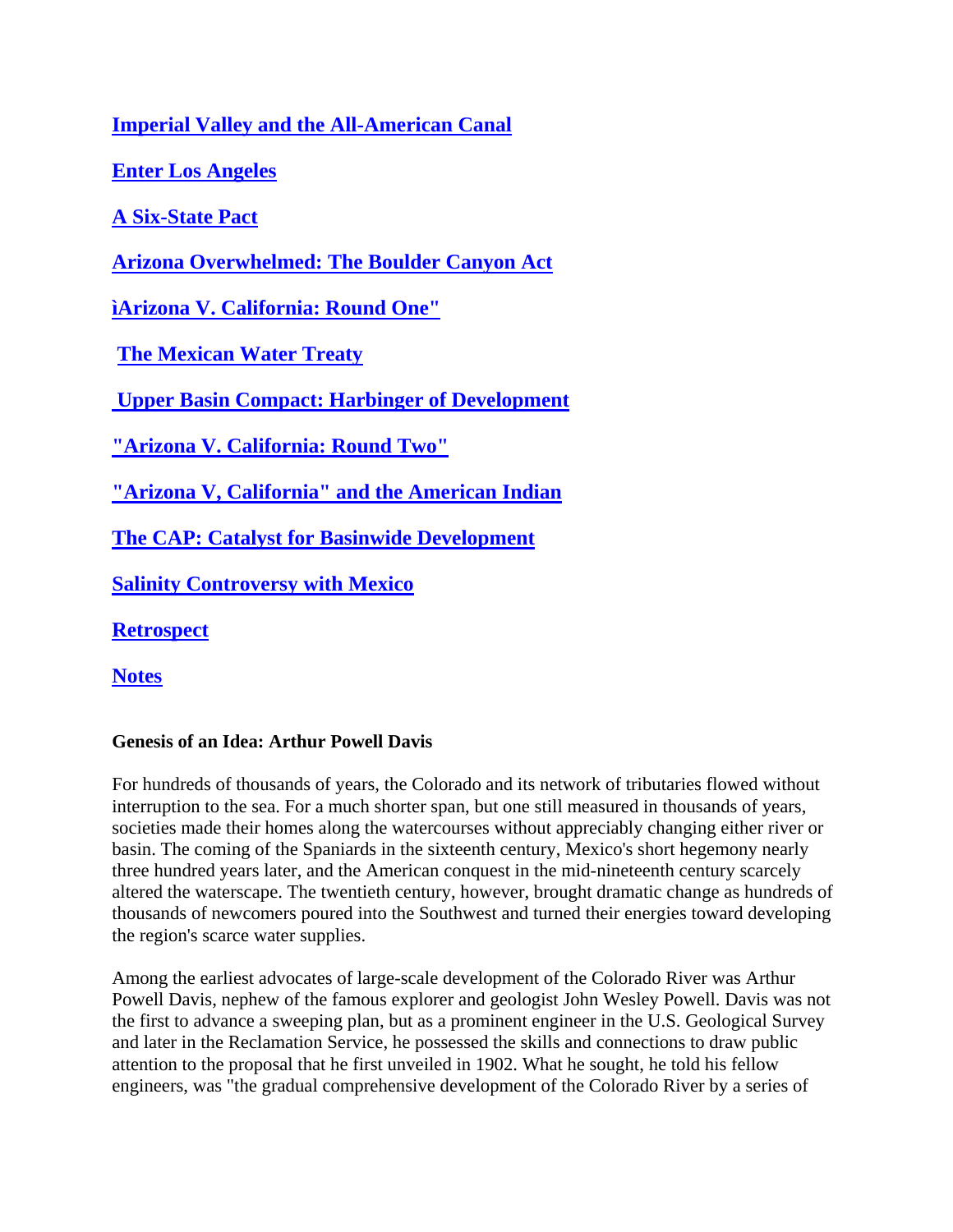[Imperial Valley and the All-American Canal]

[Enter Los Angeles]

[A Six-State Pact]

[Arizona Overwhelmed: The Boulder Canyon Act]

[ìArizona V. California: Round One"]

[The Mexican Water Treaty]

[Upper Basin Compact: Harbinger of Development]

["Arizona V. California: Round Two"]

["Arizona V, California" and the American Indian]

[The CAP: Catalyst for Basinwide Development]

[Salinity Controversy with Mexico]

[Retrospect]

[Notes]

**Genesis of an Idea: Arthur Powell Davis**

For hundreds of thousands of years, the Colorado and its network of tributaries flowed without interruption to the sea. For a much shorter span, but one still measured in thousands of years, societies made their homes along the watercourses without appreciably changing either river or basin. The coming of the Spaniards in the sixteenth century, Mexico's short hegemony nearly three hundred years later, and the American conquest in the mid-nineteenth century scarcely altered the waterscape. The twentieth century, however, brought dramatic change as hundreds of thousands of newcomers poured into the Southwest and turned their energies toward developing the region's scarce water supplies.

Among the earliest advocates of large-scale development of the Colorado River was Arthur Powell Davis, nephew of the famous explorer and geologist John Wesley Powell. Davis was not the first to advance a sweeping plan, but as a prominent engineer in the U.S. Geological Survey and later in the Reclamation Service, he possessed the skills and connections to draw public attention to the proposal that he first unveiled in 1902. What he sought, he told his fellow engineers, was "the gradual comprehensive development of the Colorado River by a series of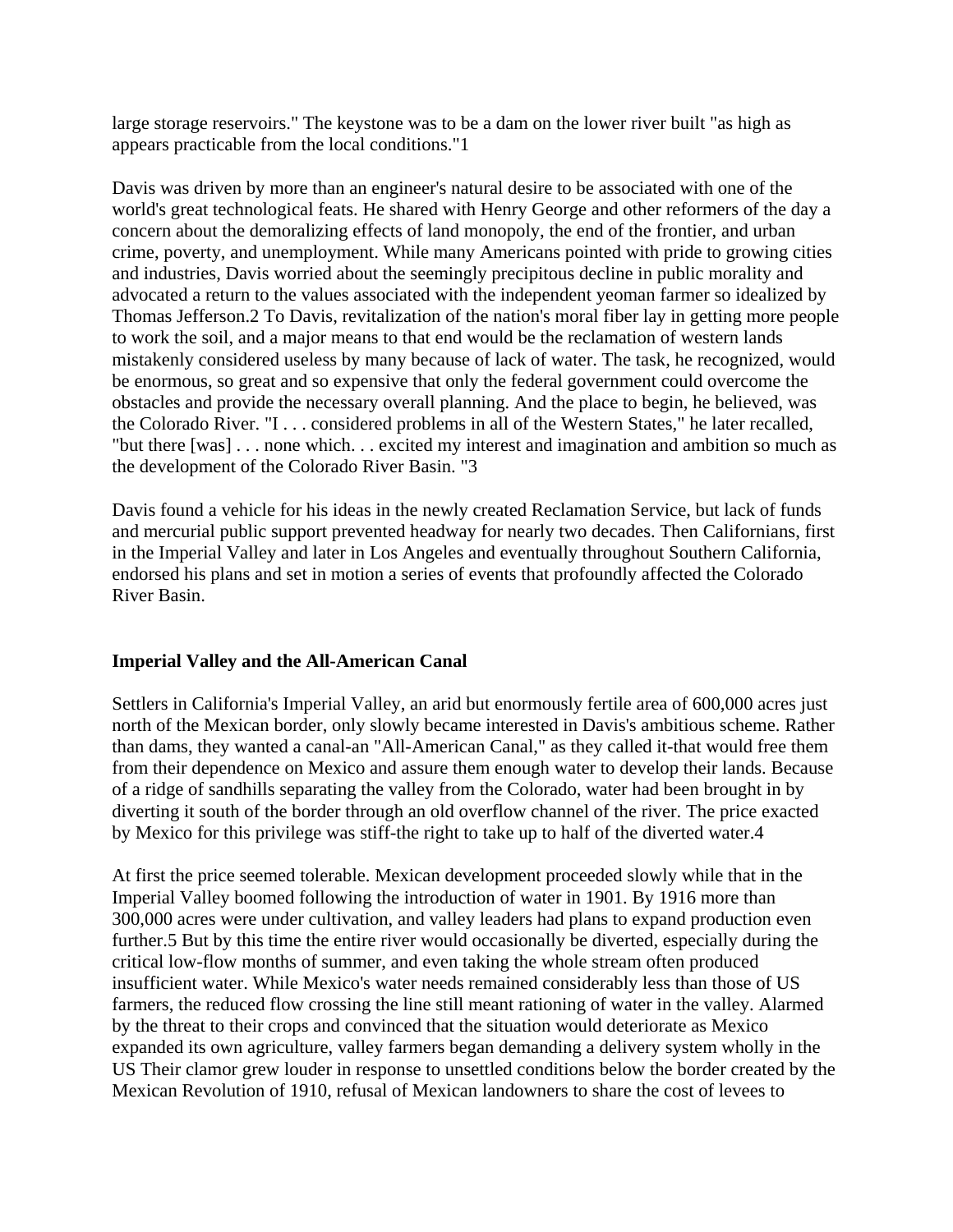large storage reservoirs." The keystone was to be a dam on the lower river built "as high as appears practicable from the local conditions."[1]

Davis was driven by more than an engineer's natural desire to be associated with one of the world's great technological feats. He shared with Henry George and other reformers of the day a concern about the demoralizing effects of land monopoly, the end of the frontier, and urban crime, poverty, and unemployment. While many Americans pointed with pride to growing cities and industries, Davis worried about the seemingly precipitous decline in public morality and advocated a return to the values associated with the independent yeoman farmer so idealized by Thomas Jefferson.[2] To Davis, revitalization of the nation's moral fiber lay in getting more people to work the soil, and a major means to that end would be the reclamation of western lands mistakenly considered useless by many because of lack of water. The task, he recognized, would be enormous, so great and so expensive that only the federal government could overcome the obstacles and provide the necessary overall planning. And the place to begin, he believed, was the Colorado River. "I . . . considered problems in all of the Western States," he later recalled, "but there [was] . . . none which. . . excited my interest and imagination and ambition so much as the development of the Colorado River Basin. "[3]

Davis found a vehicle for his ideas in the newly created Reclamation Service, but lack of funds and mercurial public support prevented headway for nearly two decades. Then Californians, first in the Imperial Valley and later in Los Angeles and eventually throughout Southern California, endorsed his plans and set in motion a series of events that profoundly affected the Colorado River Basin.

## Imperial Valley and the All-American Canal

Settlers in California's Imperial Valley, an arid but enormously fertile area of 600,000 acres just north of the Mexican border, only slowly became interested in Davis's ambitious scheme. Rather than dams, they wanted a canal-an "All-American Canal," as they called it-that would free them from their dependence on Mexico and assure them enough water to develop their lands. Because of a ridge of sandhills separating the valley from the Colorado, water had been brought in by diverting it south of the border through an old overflow channel of the river. The price exacted by Mexico for this privilege was stiff-the right to take up to half of the diverted water.[4]

At first the price seemed tolerable. Mexican development proceeded slowly while that in the Imperial Valley boomed following the introduction of water in 1901. By 1916 more than 300,000 acres were under cultivation, and valley leaders had plans to expand production even further.[5] But by this time the entire river would occasionally be diverted, especially during the critical low-flow months of summer, and even taking the whole stream often produced insufficient water. While Mexico's water needs remained considerably less than those of US farmers, the reduced flow crossing the line still meant rationing of water in the valley. Alarmed by the threat to their crops and convinced that the situation would deteriorate as Mexico expanded its own agriculture, valley farmers began demanding a delivery system wholly in the US Their clamor grew louder in response to unsettled conditions below the border created by the Mexican Revolution of 1910, refusal of Mexican landowners to share the cost of levees to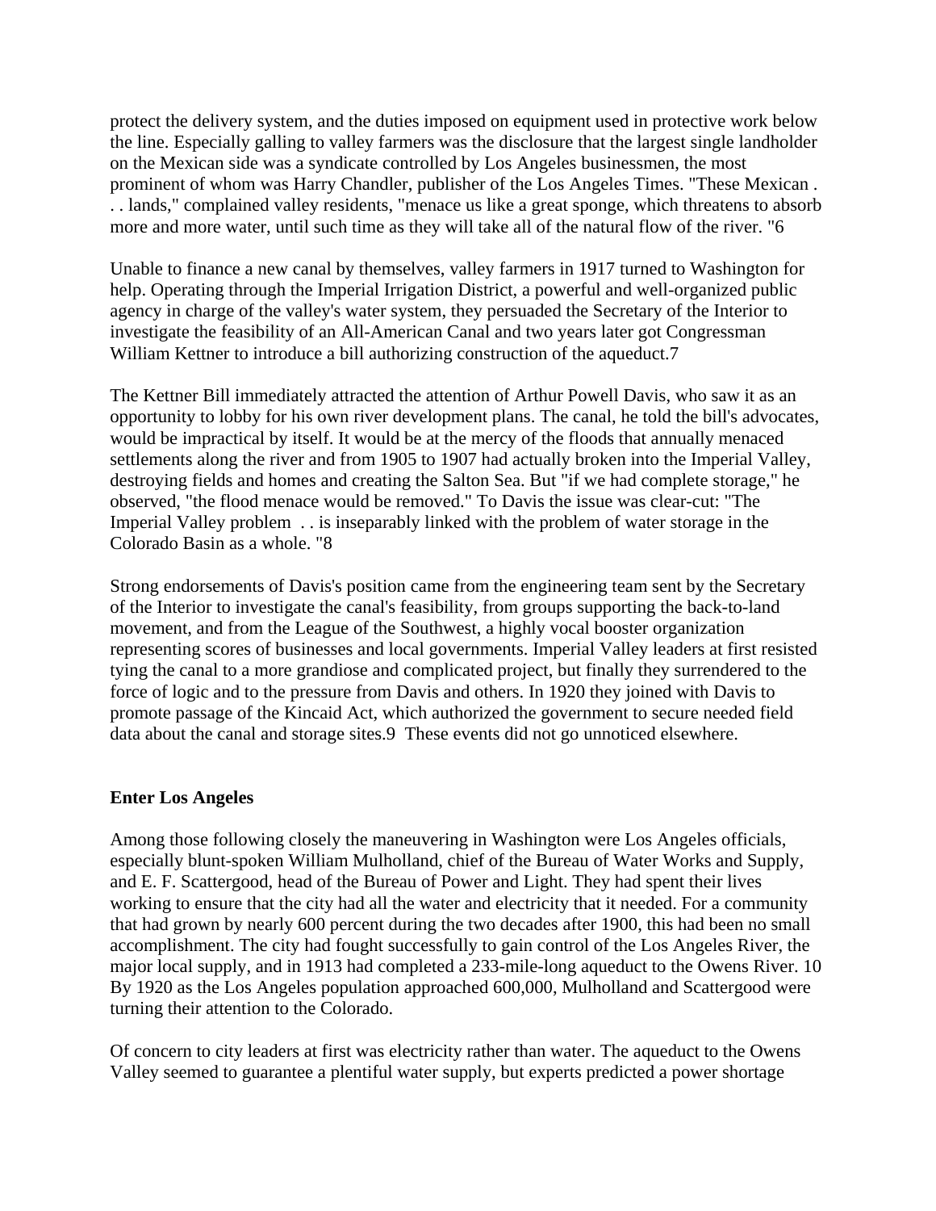protect the delivery system, and the duties imposed on equipment used in protective work below the line. Especially galling to valley farmers was the disclosure that the largest single landholder on the Mexican side was a syndicate controlled by Los Angeles businessmen, the most prominent of whom was Harry Chandler, publisher of the Los Angeles Times. "These Mexican . . . lands," complained valley residents, "menace us like a great sponge, which threatens to absorb more and more water, until such time as they will take all of the natural flow of the river. "6

Unable to finance a new canal by themselves, valley farmers in 1917 turned to Washington for help. Operating through the Imperial Irrigation District, a powerful and well-organized public agency in charge of the valley's water system, they persuaded the Secretary of the Interior to investigate the feasibility of an All-American Canal and two years later got Congressman William Kettner to introduce a bill authorizing construction of the aqueduct.7

The Kettner Bill immediately attracted the attention of Arthur Powell Davis, who saw it as an opportunity to lobby for his own river development plans. The canal, he told the bill's advocates, would be impractical by itself. It would be at the mercy of the floods that annually menaced settlements along the river and from 1905 to 1907 had actually broken into the Imperial Valley, destroying fields and homes and creating the Salton Sea. But "if we had complete storage," he observed, "the flood menace would be removed." To Davis the issue was clear-cut: "The Imperial Valley problem . . is inseparably linked with the problem of water storage in the Colorado Basin as a whole. "8

Strong endorsements of Davis's position came from the engineering team sent by the Secretary of the Interior to investigate the canal's feasibility, from groups supporting the back-to-land movement, and from the League of the Southwest, a highly vocal booster organization representing scores of businesses and local governments. Imperial Valley leaders at first resisted tying the canal to a more grandiose and complicated project, but finally they surrendered to the force of logic and to the pressure from Davis and others. In 1920 they joined with Davis to promote passage of the Kincaid Act, which authorized the government to secure needed field data about the canal and storage sites.9 These events did not go unnoticed elsewhere.

**Enter Los Angeles**

Among those following closely the maneuvering in Washington were Los Angeles officials, especially blunt-spoken William Mulholland, chief of the Bureau of Water Works and Supply, and E. F. Scattergood, head of the Bureau of Power and Light. They had spent their lives working to ensure that the city had all the water and electricity that it needed. For a community that had grown by nearly 600 percent during the two decades after 1900, this had been no small accomplishment. The city had fought successfully to gain control of the Los Angeles River, the major local supply, and in 1913 had completed a 233-mile-long aqueduct to the Owens River. 10 By 1920 as the Los Angeles population approached 600,000, Mulholland and Scattergood were turning their attention to the Colorado.

Of concern to city leaders at first was electricity rather than water. The aqueduct to the Owens Valley seemed to guarantee a plentiful water supply, but experts predicted a power shortage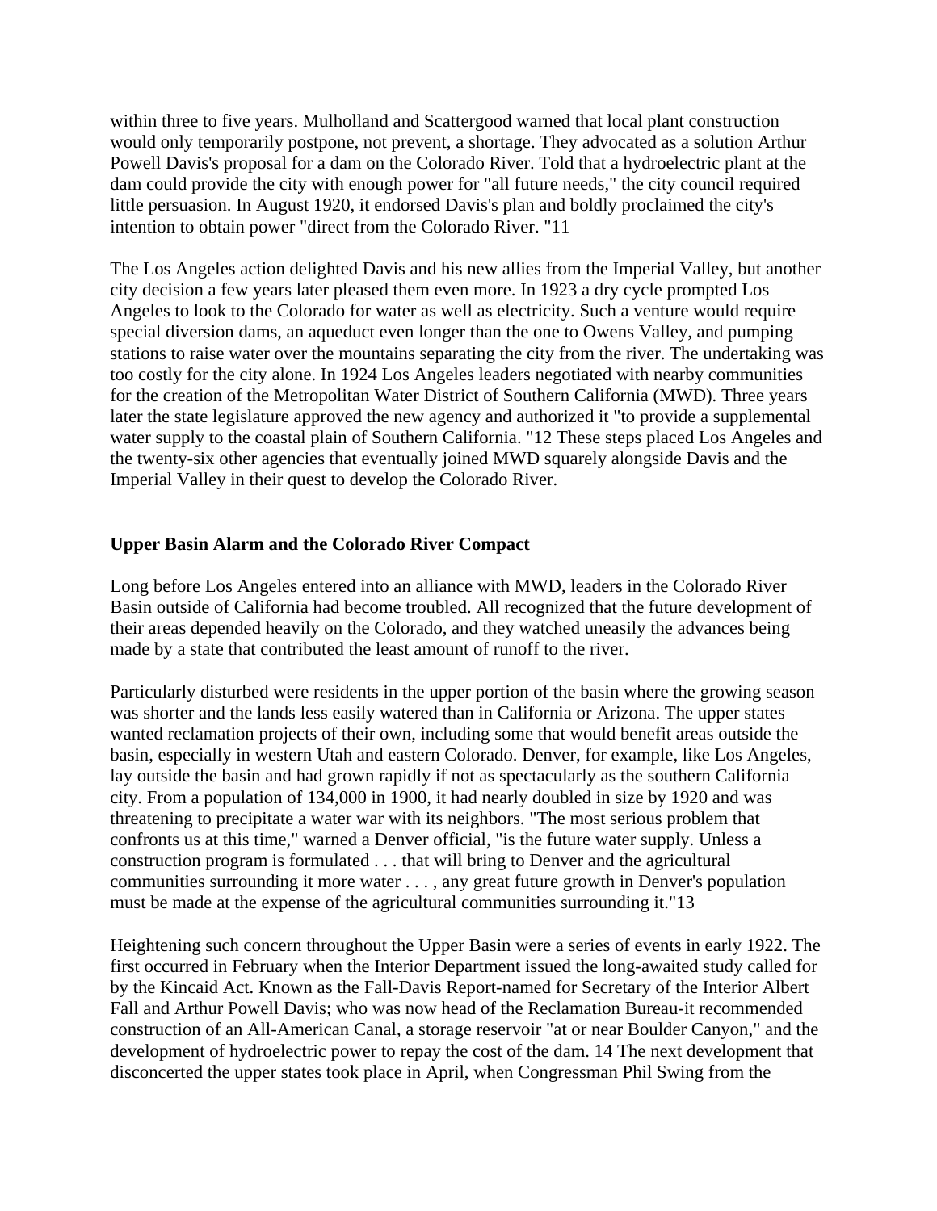within three to five years. Mulholland and Scattergood warned that local plant construction would only temporarily postpone, not prevent, a shortage. They advocated as a solution Arthur Powell Davis's proposal for a dam on the Colorado River. Told that a hydroelectric plant at the dam could provide the city with enough power for "all future needs," the city council required little persuasion. In August 1920, it endorsed Davis's plan and boldly proclaimed the city's intention to obtain power "direct from the Colorado River. "11

The Los Angeles action delighted Davis and his new allies from the Imperial Valley, but another city decision a few years later pleased them even more. In 1923 a dry cycle prompted Los Angeles to look to the Colorado for water as well as electricity. Such a venture would require special diversion dams, an aqueduct even longer than the one to Owens Valley, and pumping stations to raise water over the mountains separating the city from the river. The undertaking was too costly for the city alone. In 1924 Los Angeles leaders negotiated with nearby communities for the creation of the Metropolitan Water District of Southern California (MWD). Three years later the state legislature approved the new agency and authorized it "to provide a supplemental water supply to the coastal plain of Southern California. "12 These steps placed Los Angeles and the twenty-six other agencies that eventually joined MWD squarely alongside Davis and the Imperial Valley in their quest to develop the Colorado River.

**Upper Basin Alarm and the Colorado River Compact**

Long before Los Angeles entered into an alliance with MWD, leaders in the Colorado River Basin outside of California had become troubled. All recognized that the future development of their areas depended heavily on the Colorado, and they watched uneasily the advances being made by a state that contributed the least amount of runoff to the river.

Particularly disturbed were residents in the upper portion of the basin where the growing season was shorter and the lands less easily watered than in California or Arizona. The upper states wanted reclamation projects of their own, including some that would benefit areas outside the basin, especially in western Utah and eastern Colorado. Denver, for example, like Los Angeles, lay outside the basin and had grown rapidly if not as spectacularly as the southern California city. From a population of 134,000 in 1900, it had nearly doubled in size by 1920 and was threatening to precipitate a water war with its neighbors. "The most serious problem that confronts us at this time," warned a Denver official, "is the future water supply. Unless a construction program is formulated . . . that will bring to Denver and the agricultural communities surrounding it more water . . . , any great future growth in Denver's population must be made at the expense of the agricultural communities surrounding it."13

Heightening such concern throughout the Upper Basin were a series of events in early 1922. The first occurred in February when the Interior Department issued the long-awaited study called for by the Kincaid Act. Known as the Fall-Davis Report-named for Secretary of the Interior Albert Fall and Arthur Powell Davis; who was now head of the Reclamation Bureau-it recommended construction of an All-American Canal, a storage reservoir "at or near Boulder Canyon," and the development of hydroelectric power to repay the cost of the dam. 14 The next development that disconcerted the upper states took place in April, when Congressman Phil Swing from the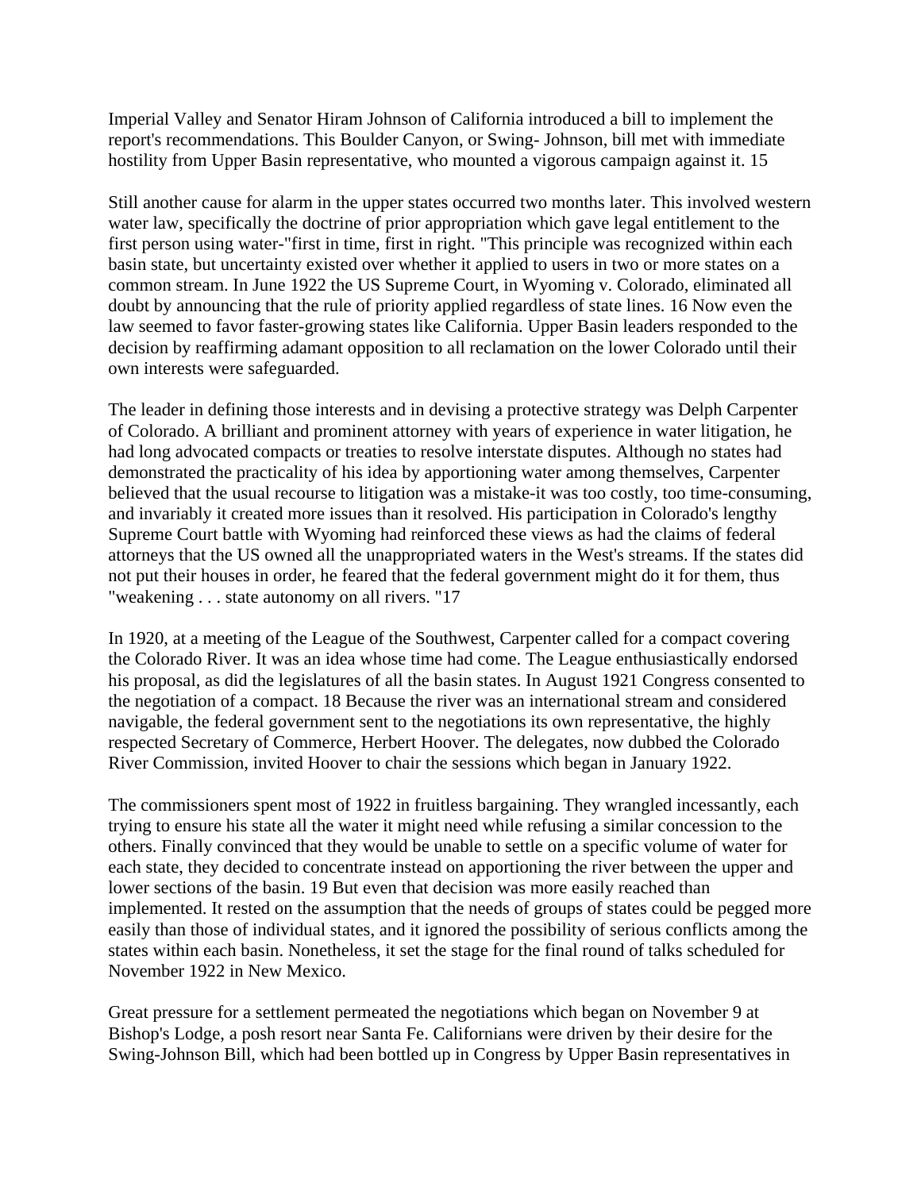Imperial Valley and Senator Hiram Johnson of California introduced a bill to implement the report's recommendations. This Boulder Canyon, or Swing- Johnson, bill met with immediate hostility from Upper Basin representative, who mounted a vigorous campaign against it. 15

Still another cause for alarm in the upper states occurred two months later. This involved western water law, specifically the doctrine of prior appropriation which gave legal entitlement to the first person using water-"first in time, first in right. "This principle was recognized within each basin state, but uncertainty existed over whether it applied to users in two or more states on a common stream. In June 1922 the US Supreme Court, in Wyoming v. Colorado, eliminated all doubt by announcing that the rule of priority applied regardless of state lines. 16 Now even the law seemed to favor faster-growing states like California. Upper Basin leaders responded to the decision by reaffirming adamant opposition to all reclamation on the lower Colorado until their own interests were safeguarded.

The leader in defining those interests and in devising a protective strategy was Delph Carpenter of Colorado. A brilliant and prominent attorney with years of experience in water litigation, he had long advocated compacts or treaties to resolve interstate disputes. Although no states had demonstrated the practicality of his idea by apportioning water among themselves, Carpenter believed that the usual recourse to litigation was a mistake-it was too costly, too time-consuming, and invariably it created more issues than it resolved. His participation in Colorado's lengthy Supreme Court battle with Wyoming had reinforced these views as had the claims of federal attorneys that the US owned all the unappropriated waters in the West's streams. If the states did not put their houses in order, he feared that the federal government might do it for them, thus "weakening . . . state autonomy on all rivers. "17

In 1920, at a meeting of the League of the Southwest, Carpenter called for a compact covering the Colorado River. It was an idea whose time had come. The League enthusiastically endorsed his proposal, as did the legislatures of all the basin states. In August 1921 Congress consented to the negotiation of a compact. 18 Because the river was an international stream and considered navigable, the federal government sent to the negotiations its own representative, the highly respected Secretary of Commerce, Herbert Hoover. The delegates, now dubbed the Colorado River Commission, invited Hoover to chair the sessions which began in January 1922.

The commissioners spent most of 1922 in fruitless bargaining. They wrangled incessantly, each trying to ensure his state all the water it might need while refusing a similar concession to the others. Finally convinced that they would be unable to settle on a specific volume of water for each state, they decided to concentrate instead on apportioning the river between the upper and lower sections of the basin. 19 But even that decision was more easily reached than implemented. It rested on the assumption that the needs of groups of states could be pegged more easily than those of individual states, and it ignored the possibility of serious conflicts among the states within each basin. Nonetheless, it set the stage for the final round of talks scheduled for November 1922 in New Mexico.

Great pressure for a settlement permeated the negotiations which began on November 9 at Bishop's Lodge, a posh resort near Santa Fe. Californians were driven by their desire for the Swing-Johnson Bill, which had been bottled up in Congress by Upper Basin representatives in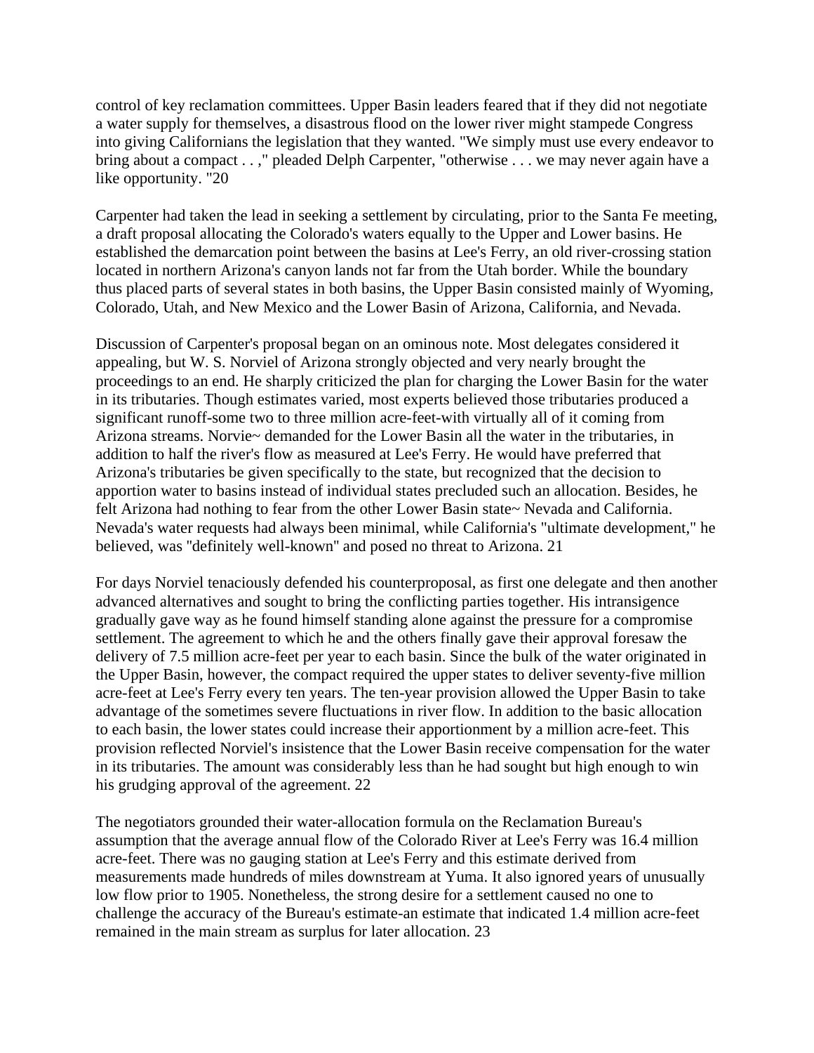control of key reclamation committees. Upper Basin leaders feared that if they did not negotiate a water supply for themselves, a disastrous flood on the lower river might stampede Congress into giving Californians the legislation that they wanted. "We simply must use every endeavor to bring about a compact . . ," pleaded Delph Carpenter, "otherwise . . . we may never again have a like opportunity. "[20]

Carpenter had taken the lead in seeking a settlement by circulating, prior to the Santa Fe meeting, a draft proposal allocating the Colorado's waters equally to the Upper and Lower basins. He established the demarcation point between the basins at Lee's Ferry, an old river-crossing station located in northern Arizona's canyon lands not far from the Utah border. While the boundary thus placed parts of several states in both basins, the Upper Basin consisted mainly of Wyoming, Colorado, Utah, and New Mexico and the Lower Basin of Arizona, California, and Nevada.

Discussion of Carpenter's proposal began on an ominous note. Most delegates considered it appealing, but W. S. Norviel of Arizona strongly objected and very nearly brought the proceedings to an end. He sharply criticized the plan for charging the Lower Basin for the water in its tributaries. Though estimates varied, most experts believed those tributaries produced a significant runoff-some two to three million acre-feet-with virtually all of it coming from Arizona streams. Norvie~ demanded for the Lower Basin all the water in the tributaries, in addition to half the river's flow as measured at Lee's Ferry. He would have preferred that Arizona's tributaries be given specifically to the state, but recognized that the decision to apportion water to basins instead of individual states precluded such an allocation. Besides, he felt Arizona had nothing to fear from the other Lower Basin state~ Nevada and California. Nevada's water requests had always been minimal, while California's "ultimate development," he believed, was "definitely well-known" and posed no threat to Arizona. [21]

For days Norviel tenaciously defended his counterproposal, as first one delegate and then another advanced alternatives and sought to bring the conflicting parties together. His intransigence gradually gave way as he found himself standing alone against the pressure for a compromise settlement. The agreement to which he and the others finally gave their approval foresaw the delivery of 7.5 million acre-feet per year to each basin. Since the bulk of the water originated in the Upper Basin, however, the compact required the upper states to deliver seventy-five million acre-feet at Lee's Ferry every ten years. The ten-year provision allowed the Upper Basin to take advantage of the sometimes severe fluctuations in river flow. In addition to the basic allocation to each basin, the lower states could increase their apportionment by a million acre-feet. This provision reflected Norviel's insistence that the Lower Basin receive compensation for the water in its tributaries. The amount was considerably less than he had sought but high enough to win his grudging approval of the agreement. [22]

The negotiators grounded their water-allocation formula on the Reclamation Bureau's assumption that the average annual flow of the Colorado River at Lee's Ferry was 16.4 million acre-feet. There was no gauging station at Lee's Ferry and this estimate derived from measurements made hundreds of miles downstream at Yuma. It also ignored years of unusually low flow prior to 1905. Nonetheless, the strong desire for a settlement caused no one to challenge the accuracy of the Bureau's estimate-an estimate that indicated 1.4 million acre-feet remained in the main stream as surplus for later allocation. [23]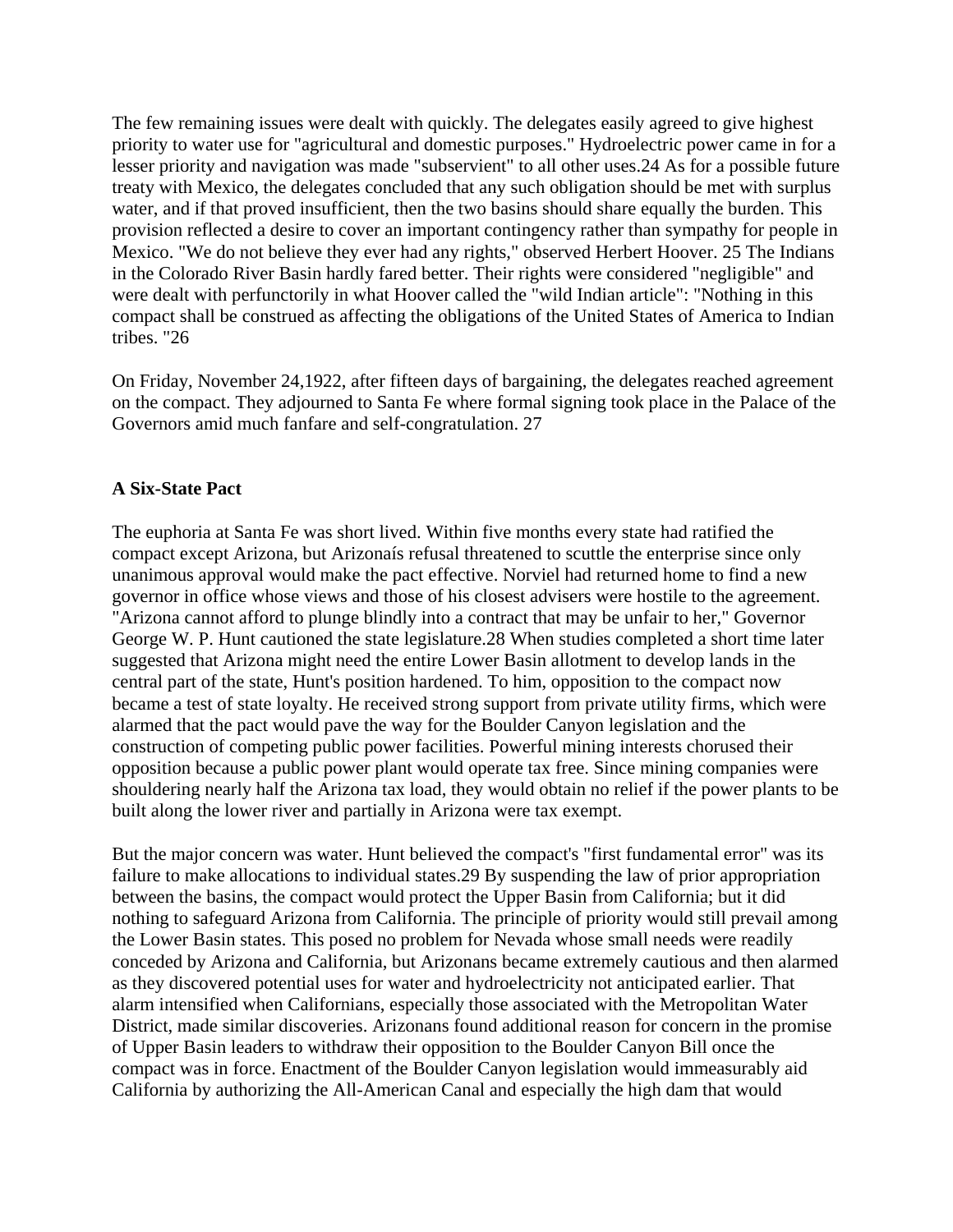The few remaining issues were dealt with quickly. The delegates easily agreed to give highest priority to water use for "agricultural and domestic purposes." Hydroelectric power came in for a lesser priority and navigation was made "subservient" to all other uses.[24] As for a possible future treaty with Mexico, the delegates concluded that any such obligation should be met with surplus water, and if that proved insufficient, then the two basins should share equally the burden. This provision reflected a desire to cover an important contingency rather than sympathy for people in Mexico. "We do not believe they ever had any rights," observed Herbert Hoover. [25] The Indians in the Colorado River Basin hardly fared better. Their rights were considered "negligible" and were dealt with perfunctorily in what Hoover called the "wild Indian article": "Nothing in this compact shall be construed as affecting the obligations of the United States of America to Indian tribes. "[26]

On Friday, November 24,1922, after fifteen days of bargaining, the delegates reached agreement on the compact. They adjourned to Santa Fe where formal signing took place in the Palace of the Governors amid much fanfare and self-congratulation. [27]

**A Six-State Pact**

The euphoria at Santa Fe was short lived. Within five months every state had ratified the compact except Arizona, but Arizonaís refusal threatened to scuttle the enterprise since only unanimous approval would make the pact effective. Norviel had returned home to find a new governor in office whose views and those of his closest advisers were hostile to the agreement. "Arizona cannot afford to plunge blindly into a contract that may be unfair to her," Governor George W. P. Hunt cautioned the state legislature.[28] When studies completed a short time later suggested that Arizona might need the entire Lower Basin allotment to develop lands in the central part of the state, Hunt's position hardened. To him, opposition to the compact now became a test of state loyalty. He received strong support from private utility firms, which were alarmed that the pact would pave the way for the Boulder Canyon legislation and the construction of competing public power facilities. Powerful mining interests chorused their opposition because a public power plant would operate tax free. Since mining companies were shouldering nearly half the Arizona tax load, they would obtain no relief if the power plants to be built along the lower river and partially in Arizona were tax exempt.

But the major concern was water. Hunt believed the compact's "first fundamental error" was its failure to make allocations to individual states.[29] By suspending the law of prior appropriation between the basins, the compact would protect the Upper Basin from California; but it did nothing to safeguard Arizona from California. The principle of priority would still prevail among the Lower Basin states. This posed no problem for Nevada whose small needs were readily conceded by Arizona and California, but Arizonans became extremely cautious and then alarmed as they discovered potential uses for water and hydroelectricity not anticipated earlier. That alarm intensified when Californians, especially those associated with the Metropolitan Water District, made similar discoveries. Arizonans found additional reason for concern in the promise of Upper Basin leaders to withdraw their opposition to the Boulder Canyon Bill once the compact was in force. Enactment of the Boulder Canyon legislation would immeasurably aid California by authorizing the All-American Canal and especially the high dam that would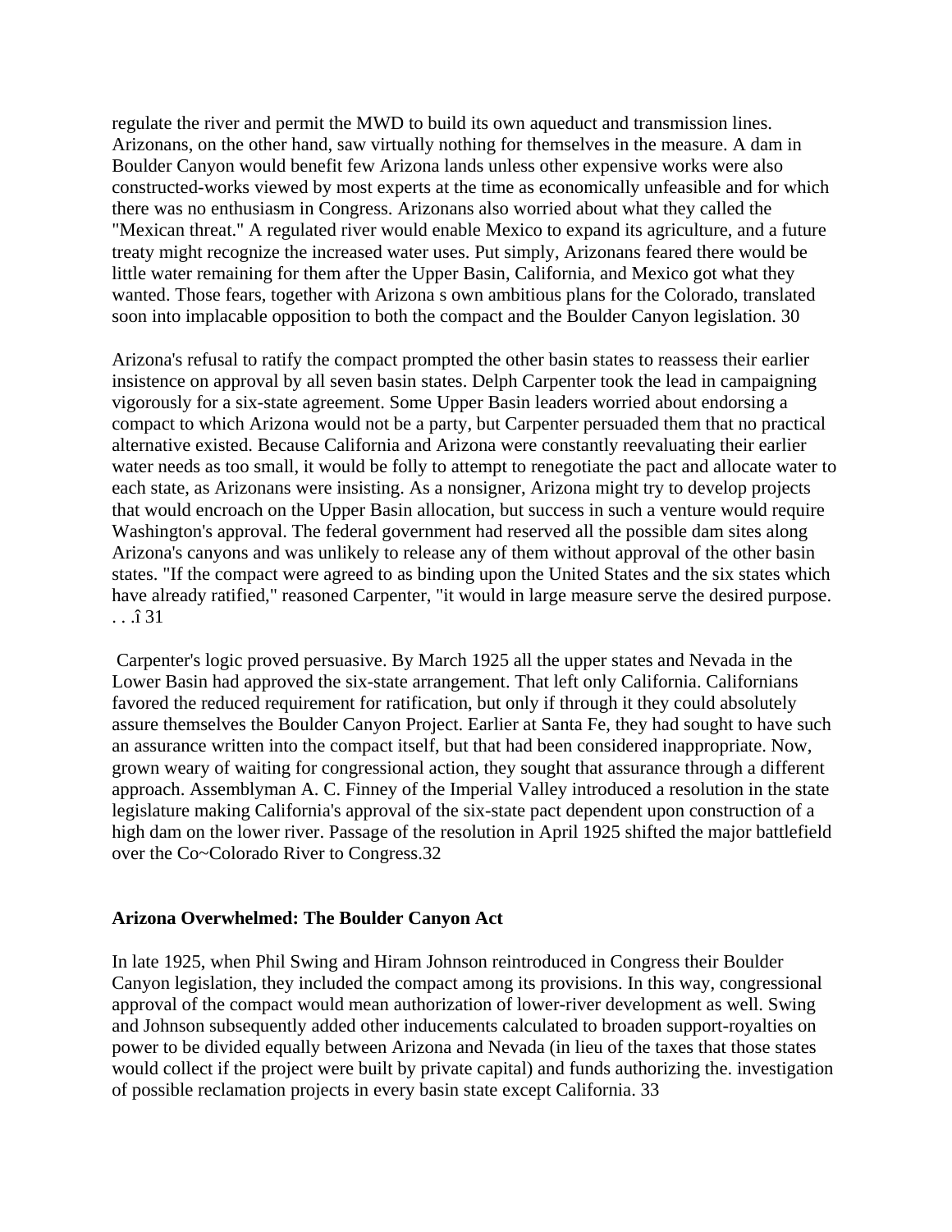regulate the river and permit the MWD to build its own aqueduct and transmission lines. Arizonans, on the other hand, saw virtually nothing for themselves in the measure. A dam in Boulder Canyon would benefit few Arizona lands unless other expensive works were also constructed-works viewed by most experts at the time as economically unfeasible and for which there was no enthusiasm in Congress. Arizonans also worried about what they called the "Mexican threat." A regulated river would enable Mexico to expand its agriculture, and a future treaty might recognize the increased water uses. Put simply, Arizonans feared there would be little water remaining for them after the Upper Basin, California, and Mexico got what they wanted. Those fears, together with Arizona s own ambitious plans for the Colorado, translated soon into implacable opposition to both the compact and the Boulder Canyon legislation. 30

Arizona's refusal to ratify the compact prompted the other basin states to reassess their earlier insistence on approval by all seven basin states. Delph Carpenter took the lead in campaigning vigorously for a six-state agreement. Some Upper Basin leaders worried about endorsing a compact to which Arizona would not be a party, but Carpenter persuaded them that no practical alternative existed. Because California and Arizona were constantly reevaluating their earlier water needs as too small, it would be folly to attempt to renegotiate the pact and allocate water to each state, as Arizonans were insisting. As a nonsigner, Arizona might try to develop projects that would encroach on the Upper Basin allocation, but success in such a venture would require Washington's approval. The federal government had reserved all the possible dam sites along Arizona's canyons and was unlikely to release any of them without approval of the other basin states. "If the compact were agreed to as binding upon the United States and the six states which have already ratified," reasoned Carpenter, "it would in large measure serve the desired purpose. . . .î 31

Carpenter's logic proved persuasive. By March 1925 all the upper states and Nevada in the Lower Basin had approved the six-state arrangement. That left only California. Californians favored the reduced requirement for ratification, but only if through it they could absolutely assure themselves the Boulder Canyon Project. Earlier at Santa Fe, they had sought to have such an assurance written into the compact itself, but that had been considered inappropriate. Now, grown weary of waiting for congressional action, they sought that assurance through a different approach. Assemblyman A. C. Finney of the Imperial Valley introduced a resolution in the state legislature making California's approval of the six-state pact dependent upon construction of a high dam on the lower river. Passage of the resolution in April 1925 shifted the major battlefield over the Co~Colorado River to Congress.32

## Arizona Overwhelmed: The Boulder Canyon Act

In late 1925, when Phil Swing and Hiram Johnson reintroduced in Congress their Boulder Canyon legislation, they included the compact among its provisions. In this way, congressional approval of the compact would mean authorization of lower-river development as well. Swing and Johnson subsequently added other inducements calculated to broaden support-royalties on power to be divided equally between Arizona and Nevada (in lieu of the taxes that those states would collect if the project were built by private capital) and funds authorizing the. investigation of possible reclamation projects in every basin state except California. 33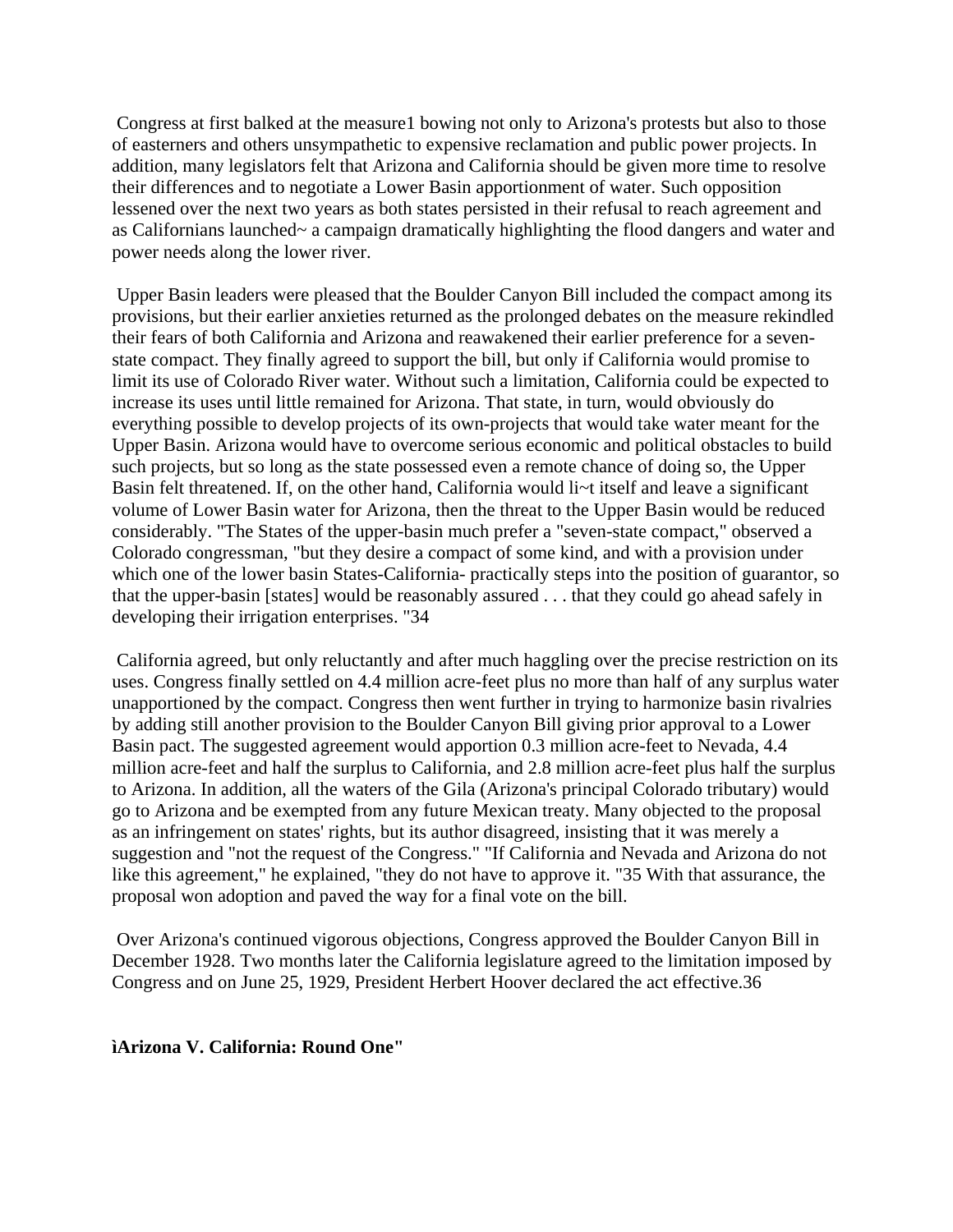Congress at first balked at the measure1 bowing not only to Arizona's protests but also to those of easterners and others unsympathetic to expensive reclamation and public power projects. In addition, many legislators felt that Arizona and California should be given more time to resolve their differences and to negotiate a Lower Basin apportionment of water. Such opposition lessened over the next two years as both states persisted in their refusal to reach agreement and as Californians launched~ a campaign dramatically highlighting the flood dangers and water and power needs along the lower river.

Upper Basin leaders were pleased that the Boulder Canyon Bill included the compact among its provisions, but their earlier anxieties returned as the prolonged debates on the measure rekindled their fears of both California and Arizona and reawakened their earlier preference for a seven-state compact. They finally agreed to support the bill, but only if California would promise to limit its use of Colorado River water. Without such a limitation, California could be expected to increase its uses until little remained for Arizona. That state, in turn, would obviously do everything possible to develop projects of its own-projects that would take water meant for the Upper Basin. Arizona would have to overcome serious economic and political obstacles to build such projects, but so long as the state possessed even a remote chance of doing so, the Upper Basin felt threatened. If, on the other hand, California would li~t itself and leave a significant volume of Lower Basin water for Arizona, then the threat to the Upper Basin would be reduced considerably. "The States of the upper-basin much prefer a "seven-state compact," observed a Colorado congressman, "but they desire a compact of some kind, and with a provision under which one of the lower basin States-California- practically steps into the position of guarantor, so that the upper-basin [states] would be reasonably assured . . . that they could go ahead safely in developing their irrigation enterprises. "34

California agreed, but only reluctantly and after much haggling over the precise restriction on its uses. Congress finally settled on 4.4 million acre-feet plus no more than half of any surplus water unapportioned by the compact. Congress then went further in trying to harmonize basin rivalries by adding still another provision to the Boulder Canyon Bill giving prior approval to a Lower Basin pact. The suggested agreement would apportion 0.3 million acre-feet to Nevada, 4.4 million acre-feet and half the surplus to California, and 2.8 million acre-feet plus half the surplus to Arizona. In addition, all the waters of the Gila (Arizona's principal Colorado tributary) would go to Arizona and be exempted from any future Mexican treaty. Many objected to the proposal as an infringement on states' rights, but its author disagreed, insisting that it was merely a suggestion and "not the request of the Congress." "If California and Nevada and Arizona do not like this agreement," he explained, "they do not have to approve it. "35 With that assurance, the proposal won adoption and paved the way for a final vote on the bill.

Over Arizona's continued vigorous objections, Congress approved the Boulder Canyon Bill in December 1928. Two months later the California legislature agreed to the limitation imposed by Congress and on June 25, 1929, President Herbert Hoover declared the act effective.36

**ìArizona V. California: Round One"**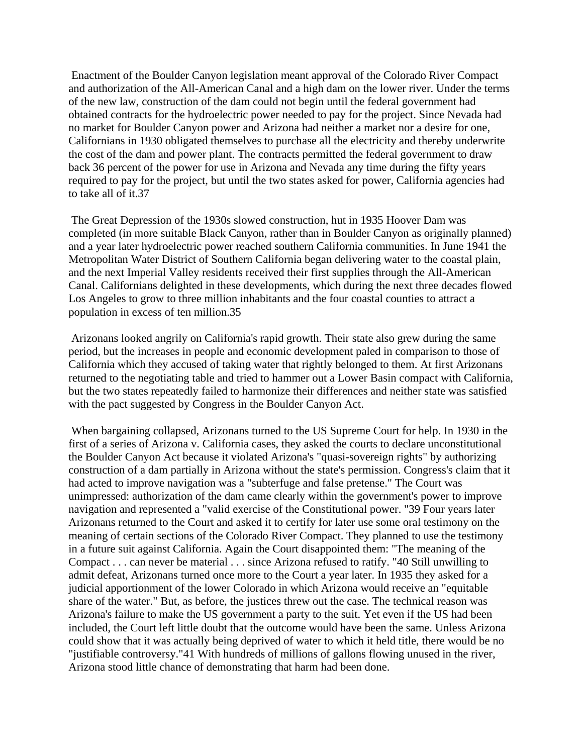Enactment of the Boulder Canyon legislation meant approval of the Colorado River Compact and authorization of the All-American Canal and a high dam on the lower river. Under the terms of the new law, construction of the dam could not begin until the federal government had obtained contracts for the hydroelectric power needed to pay for the project. Since Nevada had no market for Boulder Canyon power and Arizona had neither a market nor a desire for one, Californians in 1930 obligated themselves to purchase all the electricity and thereby underwrite the cost of the dam and power plant. The contracts permitted the federal government to draw back 36 percent of the power for use in Arizona and Nevada any time during the fifty years required to pay for the project, but until the two states asked for power, California agencies had to take all of it.37

The Great Depression of the 1930s slowed construction, hut in 1935 Hoover Dam was completed (in more suitable Black Canyon, rather than in Boulder Canyon as originally planned) and a year later hydroelectric power reached southern California communities. In June 1941 the Metropolitan Water District of Southern California began delivering water to the coastal plain, and the next Imperial Valley residents received their first supplies through the All-American Canal. Californians delighted in these developments, which during the next three decades flowed Los Angeles to grow to three million inhabitants and the four coastal counties to attract a population in excess of ten million.35

Arizonans looked angrily on California's rapid growth. Their state also grew during the same period, but the increases in people and economic development paled in comparison to those of California which they accused of taking water that rightly belonged to them. At first Arizonans returned to the negotiating table and tried to hammer out a Lower Basin compact with California, but the two states repeatedly failed to harmonize their differences and neither state was satisfied with the pact suggested by Congress in the Boulder Canyon Act.

When bargaining collapsed, Arizonans turned to the US Supreme Court for help. In 1930 in the first of a series of Arizona v. California cases, they asked the courts to declare unconstitutional the Boulder Canyon Act because it violated Arizona's "quasi-sovereign rights" by authorizing construction of a dam partially in Arizona without the state's permission. Congress's claim that it had acted to improve navigation was a "subterfuge and false pretense." The Court was unimpressed: authorization of the dam came clearly within the government's power to improve navigation and represented a "valid exercise of the Constitutional power. "39 Four years later Arizonans returned to the Court and asked it to certify for later use some oral testimony on the meaning of certain sections of the Colorado River Compact. They planned to use the testimony in a future suit against California. Again the Court disappointed them: "The meaning of the Compact . . . can never be material . . . since Arizona refused to ratify. "40 Still unwilling to admit defeat, Arizonans turned once more to the Court a year later. In 1935 they asked for a judicial apportionment of the lower Colorado in which Arizona would receive an "equitable share of the water." But, as before, the justices threw out the case. The technical reason was Arizona's failure to make the US government a party to the suit. Yet even if the US had been included, the Court left little doubt that the outcome would have been the same. Unless Arizona could show that it was actually being deprived of water to which it held title, there would be no "justifiable controversy."41 With hundreds of millions of gallons flowing unused in the river, Arizona stood little chance of demonstrating that harm had been done.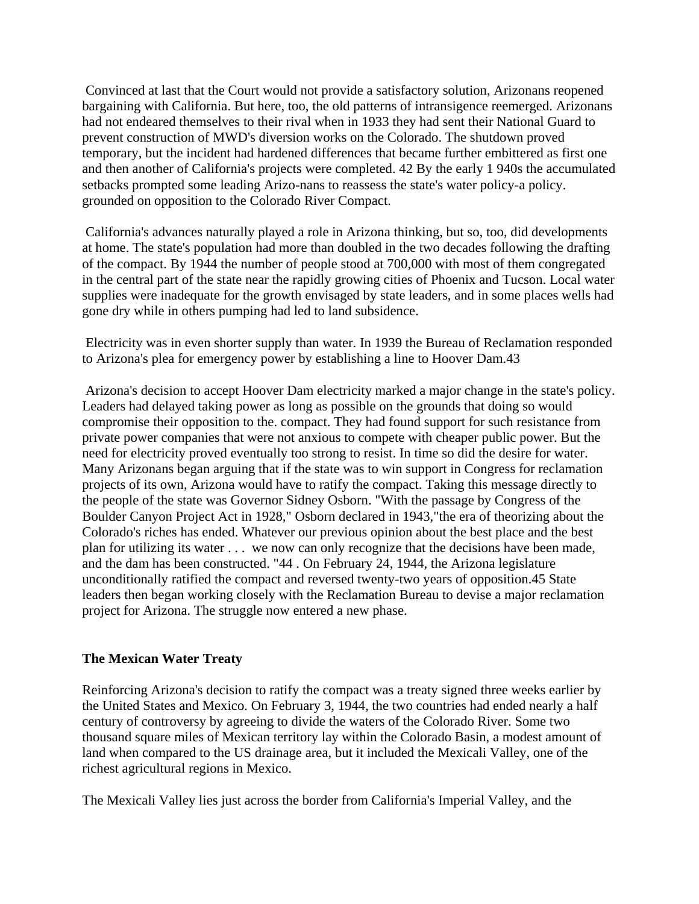Convinced at last that the Court would not provide a satisfactory solution, Arizonans reopened bargaining with California. But here, too, the old patterns of intransigence reemerged. Arizonans had not endeared themselves to their rival when in 1933 they had sent their National Guard to prevent construction of MWD's diversion works on the Colorado. The shutdown proved temporary, but the incident had hardened differences that became further embittered as first one and then another of California's projects were completed. 42 By the early 1 940s the accumulated setbacks prompted some leading Arizo-nans to reassess the state's water policy-a policy. grounded on opposition to the Colorado River Compact.

California's advances naturally played a role in Arizona thinking, but so, too, did developments at home. The state's population had more than doubled in the two decades following the drafting of the compact. By 1944 the number of people stood at 700,000 with most of them congregated in the central part of the state near the rapidly growing cities of Phoenix and Tucson. Local water supplies were inadequate for the growth envisaged by state leaders, and in some places wells had gone dry while in others pumping had led to land subsidence.

Electricity was in even shorter supply than water. In 1939 the Bureau of Reclamation responded to Arizona's plea for emergency power by establishing a line to Hoover Dam.43

Arizona's decision to accept Hoover Dam electricity marked a major change in the state's policy. Leaders had delayed taking power as long as possible on the grounds that doing so would compromise their opposition to the. compact. They had found support for such resistance from private power companies that were not anxious to compete with cheaper public power. But the need for electricity proved eventually too strong to resist. In time so did the desire for water. Many Arizonans began arguing that if the state was to win support in Congress for reclamation projects of its own, Arizona would have to ratify the compact. Taking this message directly to the people of the state was Governor Sidney Osborn. "With the passage by Congress of the Boulder Canyon Project Act in 1928," Osborn declared in 1943,"the era of theorizing about the Colorado's riches has ended. Whatever our previous opinion about the best place and the best plan for utilizing its water . . . we now can only recognize that the decisions have been made, and the dam has been constructed. "44 . On February 24, 1944, the Arizona legislature unconditionally ratified the compact and reversed twenty-two years of opposition.45 State leaders then began working closely with the Reclamation Bureau to devise a major reclamation project for Arizona. The struggle now entered a new phase.

### The Mexican Water Treaty

Reinforcing Arizona's decision to ratify the compact was a treaty signed three weeks earlier by the United States and Mexico. On February 3, 1944, the two countries had ended nearly a half century of controversy by agreeing to divide the waters of the Colorado River. Some two thousand square miles of Mexican territory lay within the Colorado Basin, a modest amount of land when compared to the US drainage area, but it included the Mexicali Valley, one of the richest agricultural regions in Mexico.

The Mexicali Valley lies just across the border from California's Imperial Valley, and the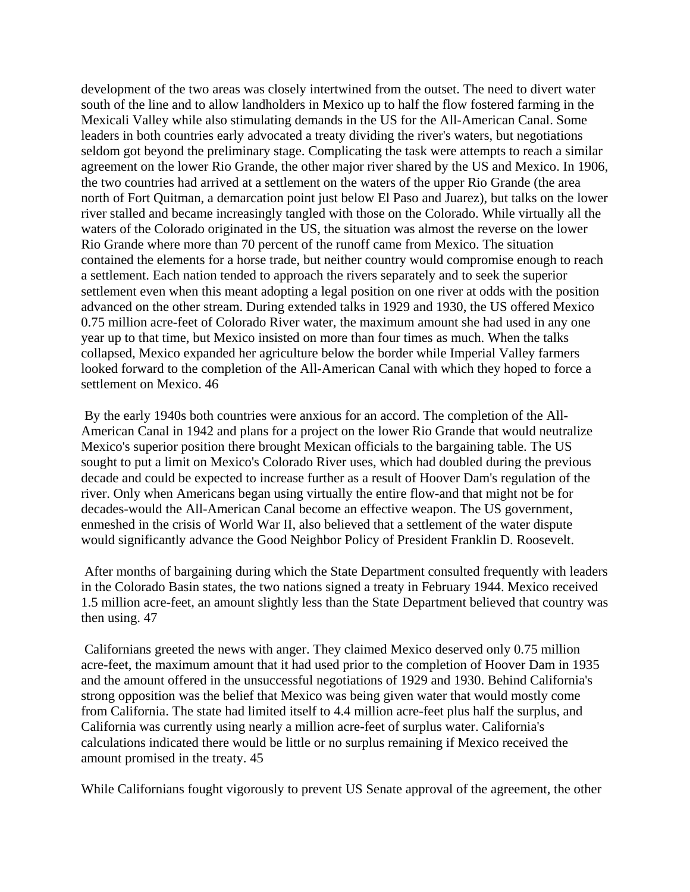development of the two areas was closely intertwined from the outset. The need to divert water south of the line and to allow landholders in Mexico up to half the flow fostered farming in the Mexicali Valley while also stimulating demands in the US for the All-American Canal. Some leaders in both countries early advocated a treaty dividing the river's waters, but negotiations seldom got beyond the preliminary stage. Complicating the task were attempts to reach a similar agreement on the lower Rio Grande, the other major river shared by the US and Mexico. In 1906, the two countries had arrived at a settlement on the waters of the upper Rio Grande (the area north of Fort Quitman, a demarcation point just below El Paso and Juarez), but talks on the lower river stalled and became increasingly tangled with those on the Colorado. While virtually all the waters of the Colorado originated in the US, the situation was almost the reverse on the lower Rio Grande where more than 70 percent of the runoff came from Mexico. The situation contained the elements for a horse trade, but neither country would compromise enough to reach a settlement. Each nation tended to approach the rivers separately and to seek the superior settlement even when this meant adopting a legal position on one river at odds with the position advanced on the other stream. During extended talks in 1929 and 1930, the US offered Mexico 0.75 million acre-feet of Colorado River water, the maximum amount she had used in any one year up to that time, but Mexico insisted on more than four times as much. When the talks collapsed, Mexico expanded her agriculture below the border while Imperial Valley farmers looked forward to the completion of the All-American Canal with which they hoped to force a settlement on Mexico. 46

By the early 1940s both countries were anxious for an accord. The completion of the All-American Canal in 1942 and plans for a project on the lower Rio Grande that would neutralize Mexico's superior position there brought Mexican officials to the bargaining table. The US sought to put a limit on Mexico's Colorado River uses, which had doubled during the previous decade and could be expected to increase further as a result of Hoover Dam's regulation of the river. Only when Americans began using virtually the entire flow-and that might not be for decades-would the All-American Canal become an effective weapon. The US government, enmeshed in the crisis of World War II, also believed that a settlement of the water dispute would significantly advance the Good Neighbor Policy of President Franklin D. Roosevelt.

After months of bargaining during which the State Department consulted frequently with leaders in the Colorado Basin states, the two nations signed a treaty in February 1944. Mexico received 1.5 million acre-feet, an amount slightly less than the State Department believed that country was then using. 47

Californians greeted the news with anger. They claimed Mexico deserved only 0.75 million acre-feet, the maximum amount that it had used prior to the completion of Hoover Dam in 1935 and the amount offered in the unsuccessful negotiations of 1929 and 1930. Behind California's strong opposition was the belief that Mexico was being given water that would mostly come from California. The state had limited itself to 4.4 million acre-feet plus half the surplus, and California was currently using nearly a million acre-feet of surplus water. California's calculations indicated there would be little or no surplus remaining if Mexico received the amount promised in the treaty. 45

While Californians fought vigorously to prevent US Senate approval of the agreement, the other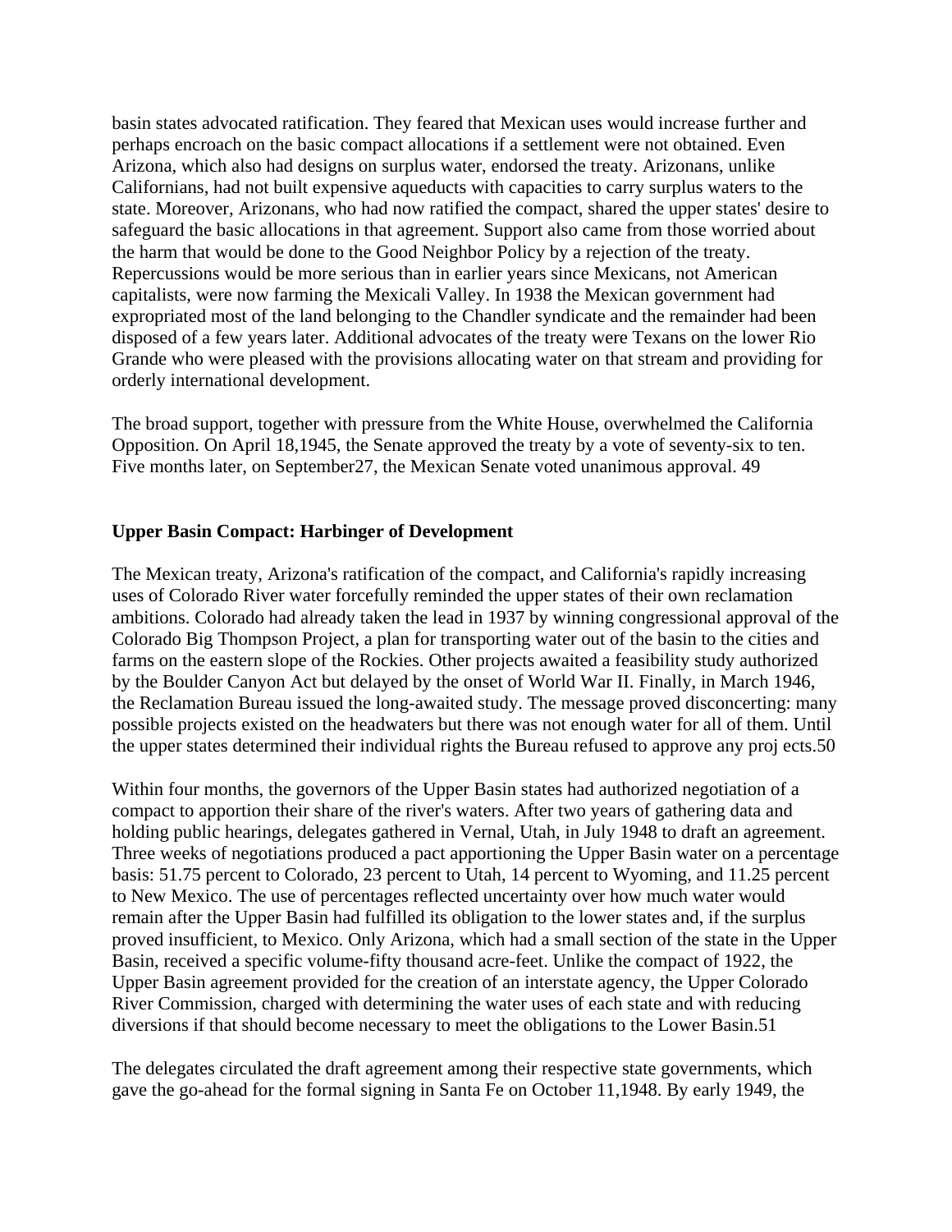basin states advocated ratification. They feared that Mexican uses would increase further and perhaps encroach on the basic compact allocations if a settlement were not obtained. Even Arizona, which also had designs on surplus water, endorsed the treaty. Arizonans, unlike Californians, had not built expensive aqueducts with capacities to carry surplus waters to the state. Moreover, Arizonans, who had now ratified the compact, shared the upper states' desire to safeguard the basic allocations in that agreement. Support also came from those worried about the harm that would be done to the Good Neighbor Policy by a rejection of the treaty. Repercussions would be more serious than in earlier years since Mexicans, not American capitalists, were now farming the Mexicali Valley. In 1938 the Mexican government had expropriated most of the land belonging to the Chandler syndicate and the remainder had been disposed of a few years later. Additional advocates of the treaty were Texans on the lower Rio Grande who were pleased with the provisions allocating water on that stream and providing for orderly international development.

The broad support, together with pressure from the White House, overwhelmed the California Opposition. On April 18,1945, the Senate approved the treaty by a vote of seventy-six to ten. Five months later, on September27, the Mexican Senate voted unanimous approval. 49

**Upper Basin Compact: Harbinger of Development**

The Mexican treaty, Arizona's ratification of the compact, and California's rapidly increasing uses of Colorado River water forcefully reminded the upper states of their own reclamation ambitions. Colorado had already taken the lead in 1937 by winning congressional approval of the Colorado Big Thompson Project, a plan for transporting water out of the basin to the cities and farms on the eastern slope of the Rockies. Other projects awaited a feasibility study authorized by the Boulder Canyon Act but delayed by the onset of World War II. Finally, in March 1946, the Reclamation Bureau issued the long-awaited study. The message proved disconcerting: many possible projects existed on the headwaters but there was not enough water for all of them. Until the upper states determined their individual rights the Bureau refused to approve any proj ects.50

Within four months, the governors of the Upper Basin states had authorized negotiation of a compact to apportion their share of the river's waters. After two years of gathering data and holding public hearings, delegates gathered in Vernal, Utah, in July 1948 to draft an agreement. Three weeks of negotiations produced a pact apportioning the Upper Basin water on a percentage basis: 51.75 percent to Colorado, 23 percent to Utah, 14 percent to Wyoming, and 11.25 percent to New Mexico. The use of percentages reflected uncertainty over how much water would remain after the Upper Basin had fulfilled its obligation to the lower states and, if the surplus proved insufficient, to Mexico. Only Arizona, which had a small section of the state in the Upper Basin, received a specific volume-fifty thousand acre-feet. Unlike the compact of 1922, the Upper Basin agreement provided for the creation of an interstate agency, the Upper Colorado River Commission, charged with determining the water uses of each state and with reducing diversions if that should become necessary to meet the obligations to the Lower Basin.51

The delegates circulated the draft agreement among their respective state governments, which gave the go-ahead for the formal signing in Santa Fe on October 11,1948. By early 1949, the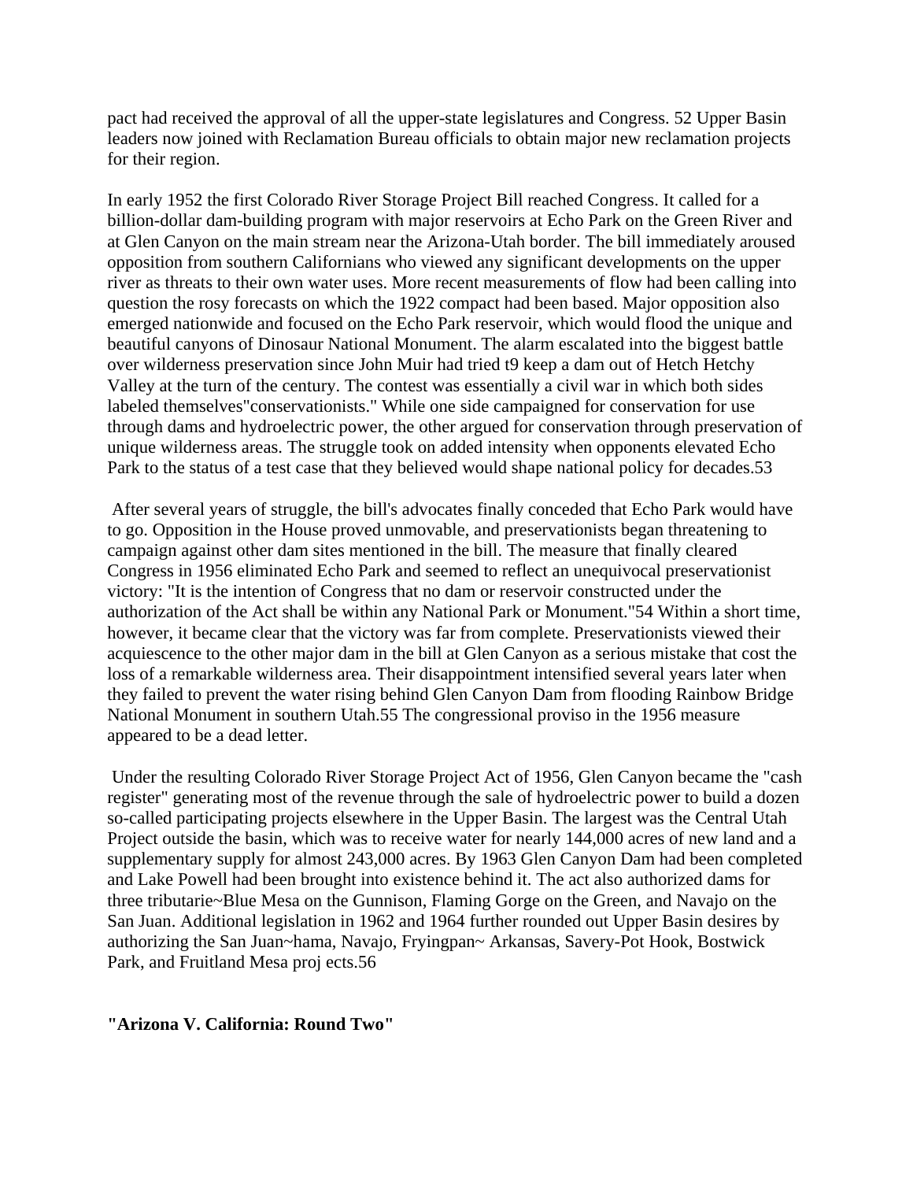pact had received the approval of all the upper-state legislatures and Congress. 52 Upper Basin leaders now joined with Reclamation Bureau officials to obtain major new reclamation projects for their region.

In early 1952 the first Colorado River Storage Project Bill reached Congress. It called for a billion-dollar dam-building program with major reservoirs at Echo Park on the Green River and at Glen Canyon on the main stream near the Arizona-Utah border. The bill immediately aroused opposition from southern Californians who viewed any significant developments on the upper river as threats to their own water uses. More recent measurements of flow had been calling into question the rosy forecasts on which the 1922 compact had been based. Major opposition also emerged nationwide and focused on the Echo Park reservoir, which would flood the unique and beautiful canyons of Dinosaur National Monument. The alarm escalated into the biggest battle over wilderness preservation since John Muir had tried t9 keep a dam out of Hetch Hetchy Valley at the turn of the century. The contest was essentially a civil war in which both sides labeled themselves"conservationists." While one side campaigned for conservation for use through dams and hydroelectric power, the other argued for conservation through preservation of unique wilderness areas. The struggle took on added intensity when opponents elevated Echo Park to the status of a test case that they believed would shape national policy for decades.53

After several years of struggle, the bill's advocates finally conceded that Echo Park would have to go. Opposition in the House proved unmovable, and preservationists began threatening to campaign against other dam sites mentioned in the bill. The measure that finally cleared Congress in 1956 eliminated Echo Park and seemed to reflect an unequivocal preservationist victory: "It is the intention of Congress that no dam or reservoir constructed under the authorization of the Act shall be within any National Park or Monument."54 Within a short time, however, it became clear that the victory was far from complete. Preservationists viewed their acquiescence to the other major dam in the bill at Glen Canyon as a serious mistake that cost the loss of a remarkable wilderness area. Their disappointment intensified several years later when they failed to prevent the water rising behind Glen Canyon Dam from flooding Rainbow Bridge National Monument in southern Utah.55 The congressional proviso in the 1956 measure appeared to be a dead letter.

Under the resulting Colorado River Storage Project Act of 1956, Glen Canyon became the "cash register" generating most of the revenue through the sale of hydroelectric power to build a dozen so-called participating projects elsewhere in the Upper Basin. The largest was the Central Utah Project outside the basin, which was to receive water for nearly 144,000 acres of new land and a supplementary supply for almost 243,000 acres. By 1963 Glen Canyon Dam had been completed and Lake Powell had been brought into existence behind it. The act also authorized dams for three tributarie~Blue Mesa on the Gunnison, Flaming Gorge on the Green, and Navajo on the San Juan. Additional legislation in 1962 and 1964 further rounded out Upper Basin desires by authorizing the San Juan~hama, Navajo, Fryingpan~ Arkansas, Savery-Pot Hook, Bostwick Park, and Fruitland Mesa proj ects.56

## "Arizona V. California: Round Two"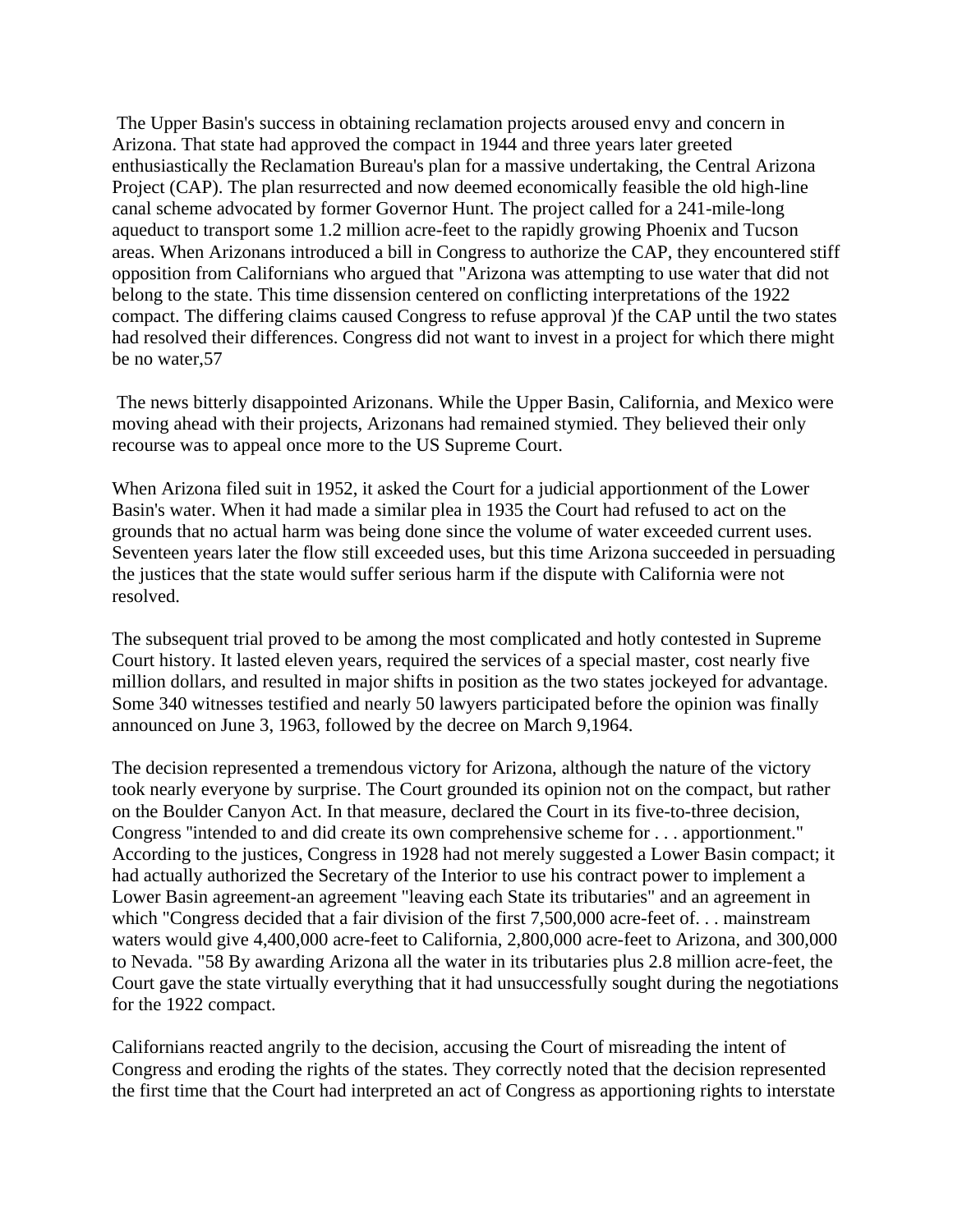The Upper Basin's success in obtaining reclamation projects aroused envy and concern in Arizona. That state had approved the compact in 1944 and three years later greeted enthusiastically the Reclamation Bureau's plan for a massive undertaking, the Central Arizona Project (CAP). The plan resurrected and now deemed economically feasible the old high-line canal scheme advocated by former Governor Hunt. The project called for a 241-mile-long aqueduct to transport some 1.2 million acre-feet to the rapidly growing Phoenix and Tucson areas. When Arizonans introduced a bill in Congress to authorize the CAP, they encountered stiff opposition from Californians who argued that "Arizona was attempting to use water that did not belong to the state. This time dissension centered on conflicting interpretations of the 1922 compact. The differing claims caused Congress to refuse approval )f the CAP until the two states had resolved their differences. Congress did not want to invest in a project for which there might be no water,57

The news bitterly disappointed Arizonans. While the Upper Basin, California, and Mexico were moving ahead with their projects, Arizonans had remained stymied. They believed their only recourse was to appeal once more to the US Supreme Court.

When Arizona filed suit in 1952, it asked the Court for a judicial apportionment of the Lower Basin's water. When it had made a similar plea in 1935 the Court had refused to act on the grounds that no actual harm was being done since the volume of water exceeded current uses. Seventeen years later the flow still exceeded uses, but this time Arizona succeeded in persuading the justices that the state would suffer serious harm if the dispute with California were not resolved.

The subsequent trial proved to be among the most complicated and hotly contested in Supreme Court history. It lasted eleven years, required the services of a special master, cost nearly five million dollars, and resulted in major shifts in position as the two states jockeyed for advantage. Some 340 witnesses testified and nearly 50 lawyers participated before the opinion was finally announced on June 3, 1963, followed by the decree on March 9,1964.

The decision represented a tremendous victory for Arizona, although the nature of the victory took nearly everyone by surprise. The Court grounded its opinion not on the compact, but rather on the Boulder Canyon Act. In that measure, declared the Court in its five-to-three decision, Congress "intended to and did create its own comprehensive scheme for . . . apportionment." According to the justices, Congress in 1928 had not merely suggested a Lower Basin compact; it had actually authorized the Secretary of the Interior to use his contract power to implement a Lower Basin agreement-an agreement "leaving each State its tributaries" and an agreement in which "Congress decided that a fair division of the first 7,500,000 acre-feet of. . . mainstream waters would give 4,400,000 acre-feet to California, 2,800,000 acre-feet to Arizona, and 300,000 to Nevada. "58 By awarding Arizona all the water in its tributaries plus 2.8 million acre-feet, the Court gave the state virtually everything that it had unsuccessfully sought during the negotiations for the 1922 compact.

Californians reacted angrily to the decision, accusing the Court of misreading the intent of Congress and eroding the rights of the states. They correctly noted that the decision represented the first time that the Court had interpreted an act of Congress as apportioning rights to interstate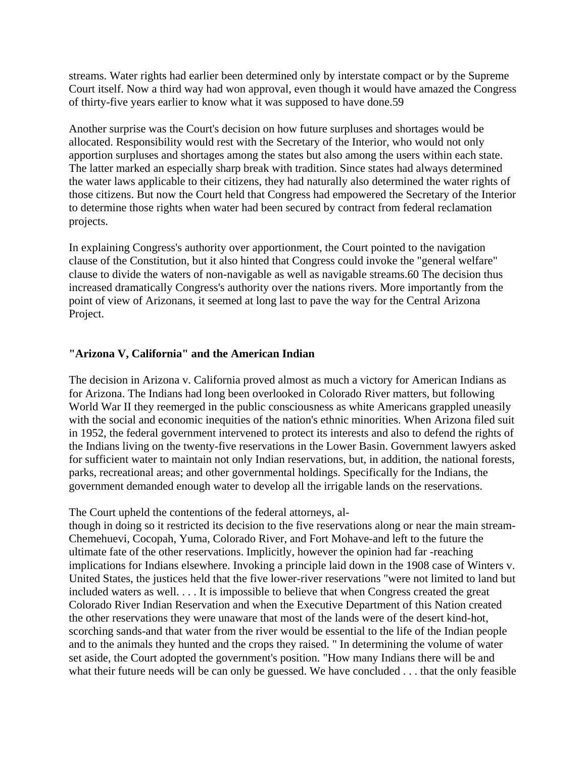streams. Water rights had earlier been determined only by interstate compact or by the Supreme Court itself. Now a third way had won approval, even though it would have amazed the Congress of thirty-five years earlier to know what it was supposed to have done.59

Another surprise was the Court's decision on how future surpluses and shortages would be allocated. Responsibility would rest with the Secretary of the Interior, who would not only apportion surpluses and shortages among the states but also among the users within each state. The latter marked an especially sharp break with tradition. Since states had always determined the water laws applicable to their citizens, they had naturally also determined the water rights of those citizens. But now the Court held that Congress had empowered the Secretary of the Interior to determine those rights when water had been secured by contract from federal reclamation projects.

In explaining Congress's authority over apportionment, the Court pointed to the navigation clause of the Constitution, but it also hinted that Congress could invoke the "general welfare" clause to divide the waters of non-navigable as well as navigable streams.60 The decision thus increased dramatically Congress's authority over the nations rivers. More importantly from the point of view of Arizonans, it seemed at long last to pave the way for the Central Arizona Project.

### "Arizona V, California" and the American Indian

The decision in Arizona v. California proved almost as much a victory for American Indians as for Arizona. The Indians had long been overlooked in Colorado River matters, but following World War II they reemerged in the public consciousness as white Americans grappled uneasily with the social and economic inequities of the nation's ethnic minorities. When Arizona filed suit in 1952, the federal government intervened to protect its interests and also to defend the rights of the Indians living on the twenty-five reservations in the Lower Basin. Government lawyers asked for sufficient water to maintain not only Indian reservations, but, in addition, the national forests, parks, recreational areas; and other governmental holdings. Specifically for the Indians, the government demanded enough water to develop all the irrigable lands on the reservations.

The Court upheld the contentions of the federal attorneys, although in doing so it restricted its decision to the five reservations along or near the main stream-Chemehuevi, Cocopah, Yuma, Colorado River, and Fort Mohave-and left to the future the ultimate fate of the other reservations. Implicitly, however the opinion had far -reaching implications for Indians elsewhere. Invoking a principle laid down in the 1908 case of Winters v. United States, the justices held that the five lower-river reservations "were not limited to land but included waters as well. . . . It is impossible to believe that when Congress created the great Colorado River Indian Reservation and when the Executive Department of this Nation created the other reservations they were unaware that most of the lands were of the desert kind-hot, scorching sands-and that water from the river would be essential to the life of the Indian people and to the animals they hunted and the crops they raised. " In determining the volume of water set aside, the Court adopted the government's position. "How many Indians there will be and what their future needs will be can only be guessed. We have concluded . . . that the only feasible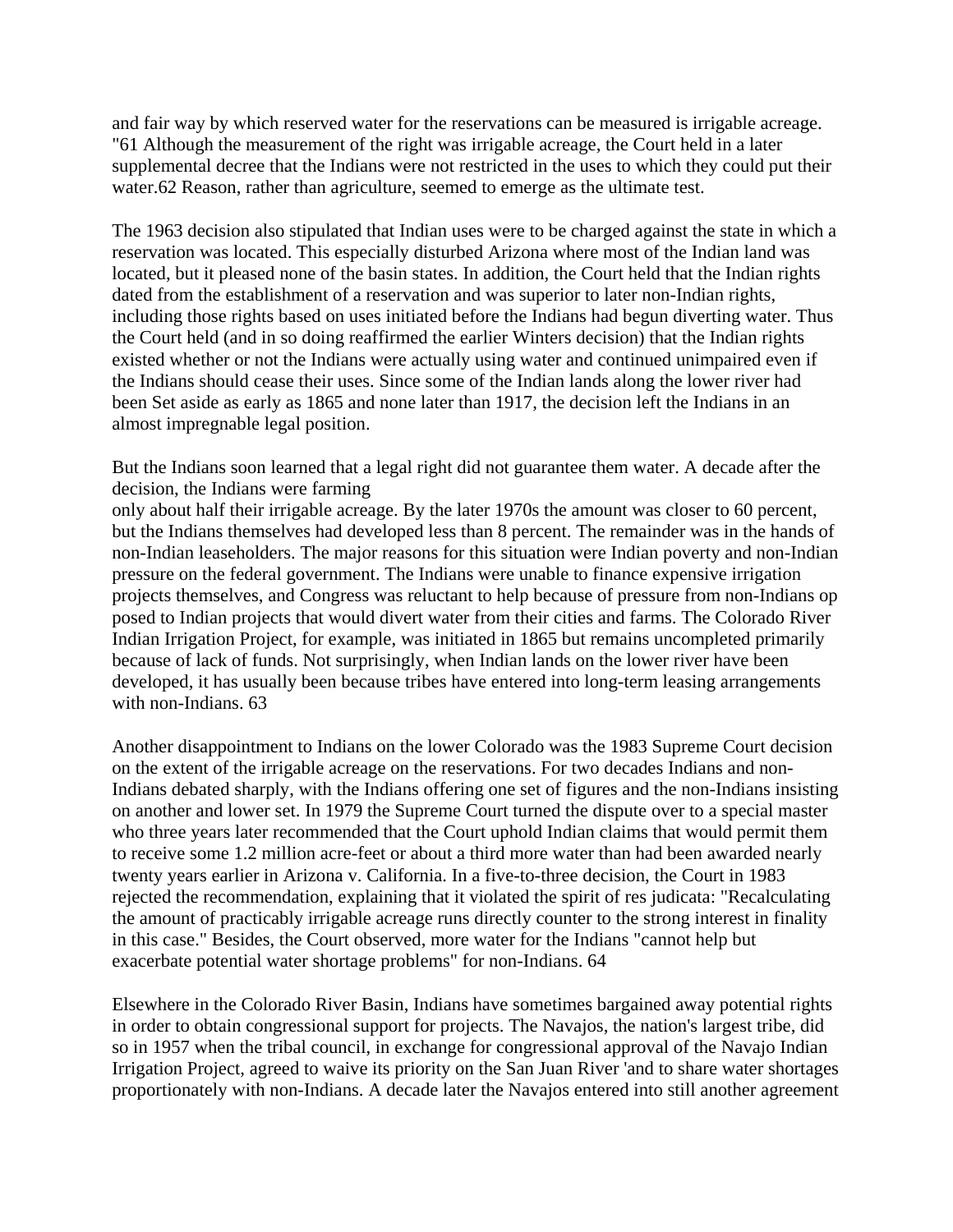and fair way by which reserved water for the reservations can be measured is irrigable acreage. "61 Although the measurement of the right was irrigable acreage, the Court held in a later supplemental decree that the Indians were not restricted in the uses to which they could put their water.62 Reason, rather than agriculture, seemed to emerge as the ultimate test.

The 1963 decision also stipulated that Indian uses were to be charged against the state in which a reservation was located. This especially disturbed Arizona where most of the Indian land was located, but it pleased none of the basin states. In addition, the Court held that the Indian rights dated from the establishment of a reservation and was superior to later non-Indian rights, including those rights based on uses initiated before the Indians had begun diverting water. Thus the Court held (and in so doing reaffirmed the earlier Winters decision) that the Indian rights existed whether or not the Indians were actually using water and continued unimpaired even if the Indians should cease their uses. Since some of the Indian lands along the lower river had been Set aside as early as 1865 and none later than 1917, the decision left the Indians in an almost impregnable legal position.

But the Indians soon learned that a legal right did not guarantee them water. A decade after the decision, the Indians were farming
only about half their irrigable acreage. By the later 1970s the amount was closer to 60 percent, but the Indians themselves had developed less than 8 percent. The remainder was in the hands of non-Indian leaseholders. The major reasons for this situation were Indian poverty and non-Indian pressure on the federal government. The Indians were unable to finance expensive irrigation projects themselves, and Congress was reluctant to help because of pressure from non-Indians op posed to Indian projects that would divert water from their cities and farms. The Colorado River Indian Irrigation Project, for example, was initiated in 1865 but remains uncompleted primarily because of lack of funds. Not surprisingly, when Indian lands on the lower river have been developed, it has usually been because tribes have entered into long-term leasing arrangements with non-Indians. 63

Another disappointment to Indians on the lower Colorado was the 1983 Supreme Court decision on the extent of the irrigable acreage on the reservations. For two decades Indians and non-Indians debated sharply, with the Indians offering one set of figures and the non-Indians insisting on another and lower set. In 1979 the Supreme Court turned the dispute over to a special master who three years later recommended that the Court uphold Indian claims that would permit them to receive some 1.2 million acre-feet or about a third more water than had been awarded nearly twenty years earlier in Arizona v. California. In a five-to-three decision, the Court in 1983 rejected the recommendation, explaining that it violated the spirit of res judicata: "Recalculating the amount of practicably irrigable acreage runs directly counter to the strong interest in finality in this case." Besides, the Court observed, more water for the Indians "cannot help but exacerbate potential water shortage problems" for non-Indians. 64

Elsewhere in the Colorado River Basin, Indians have sometimes bargained away potential rights in order to obtain congressional support for projects. The Navajos, the nation's largest tribe, did so in 1957 when the tribal council, in exchange for congressional approval of the Navajo Indian Irrigation Project, agreed to waive its priority on the San Juan River 'and to share water shortages proportionately with non-Indians. A decade later the Navajos entered into still another agreement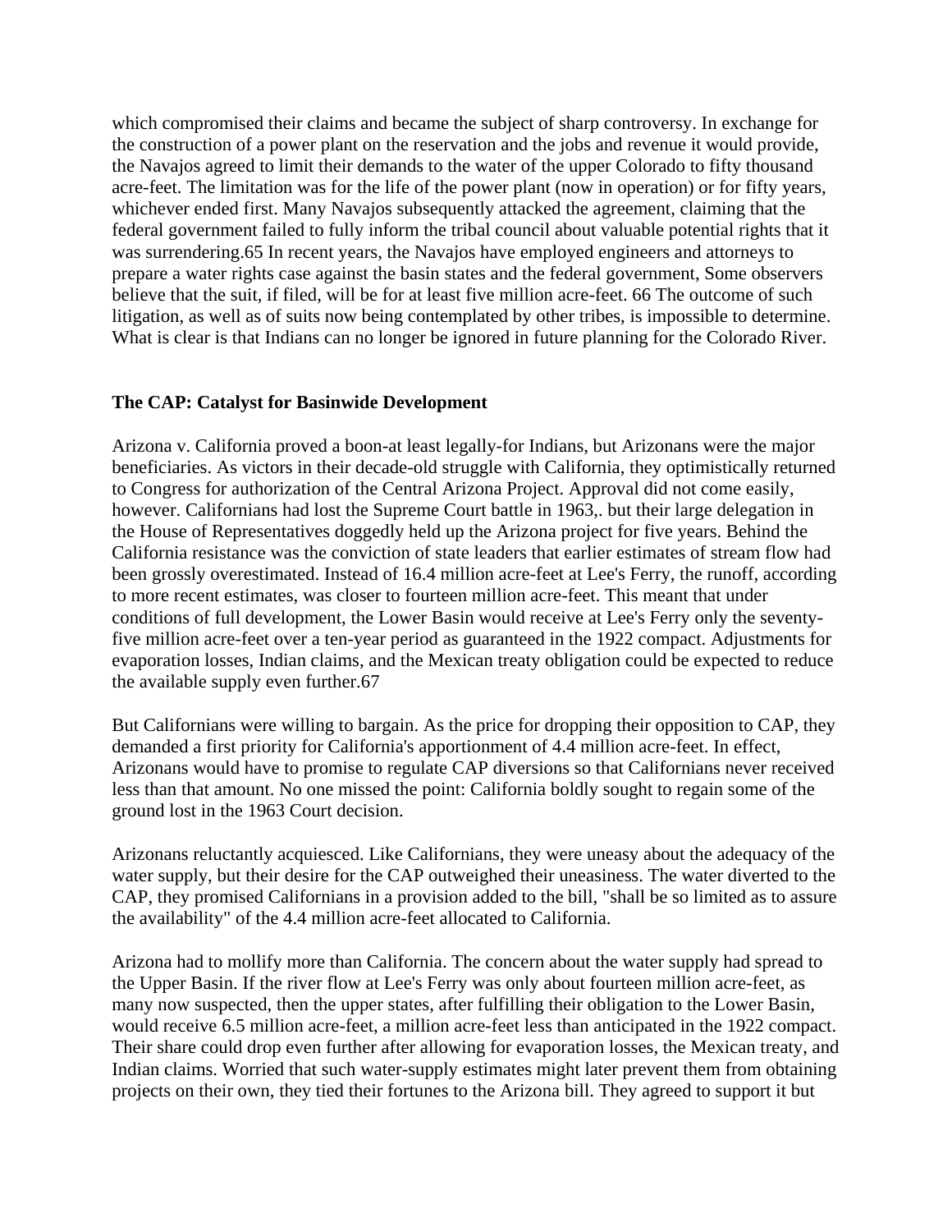which compromised their claims and became the subject of sharp controversy. In exchange for the construction of a power plant on the reservation and the jobs and revenue it would provide, the Navajos agreed to limit their demands to the water of the upper Colorado to fifty thousand acre-feet. The limitation was for the life of the power plant (now in operation) or for fifty years, whichever ended first. Many Navajos subsequently attacked the agreement, claiming that the federal government failed to fully inform the tribal council about valuable potential rights that it was surrendering.65 In recent years, the Navajos have employed engineers and attorneys to prepare a water rights case against the basin states and the federal government, Some observers believe that the suit, if filed, will be for at least five million acre-feet. 66 The outcome of such litigation, as well as of suits now being contemplated by other tribes, is impossible to determine. What is clear is that Indians can no longer be ignored in future planning for the Colorado River.

### The CAP: Catalyst for Basinwide Development

Arizona v. California proved a boon-at least legally-for Indians, but Arizonans were the major beneficiaries. As victors in their decade-old struggle with California, they optimistically returned to Congress for authorization of the Central Arizona Project. Approval did not come easily, however. Californians had lost the Supreme Court battle in 1963,. but their large delegation in the House of Representatives doggedly held up the Arizona project for five years. Behind the California resistance was the conviction of state leaders that earlier estimates of stream flow had been grossly overestimated. Instead of 16.4 million acre-feet at Lee's Ferry, the runoff, according to more recent estimates, was closer to fourteen million acre-feet. This meant that under conditions of full development, the Lower Basin would receive at Lee's Ferry only the seventy-five million acre-feet over a ten-year period as guaranteed in the 1922 compact. Adjustments for evaporation losses, Indian claims, and the Mexican treaty obligation could be expected to reduce the available supply even further.67

But Californians were willing to bargain. As the price for dropping their opposition to CAP, they demanded a first priority for California's apportionment of 4.4 million acre-feet. In effect, Arizonans would have to promise to regulate CAP diversions so that Californians never received less than that amount. No one missed the point: California boldly sought to regain some of the ground lost in the 1963 Court decision.

Arizonans reluctantly acquiesced. Like Californians, they were uneasy about the adequacy of the water supply, but their desire for the CAP outweighed their uneasiness. The water diverted to the CAP, they promised Californians in a provision added to the bill, "shall be so limited as to assure the availability" of the 4.4 million acre-feet allocated to California.

Arizona had to mollify more than California. The concern about the water supply had spread to the Upper Basin. If the river flow at Lee's Ferry was only about fourteen million acre-feet, as many now suspected, then the upper states, after fulfilling their obligation to the Lower Basin, would receive 6.5 million acre-feet, a million acre-feet less than anticipated in the 1922 compact. Their share could drop even further after allowing for evaporation losses, the Mexican treaty, and Indian claims. Worried that such water-supply estimates might later prevent them from obtaining projects on their own, they tied their fortunes to the Arizona bill. They agreed to support it but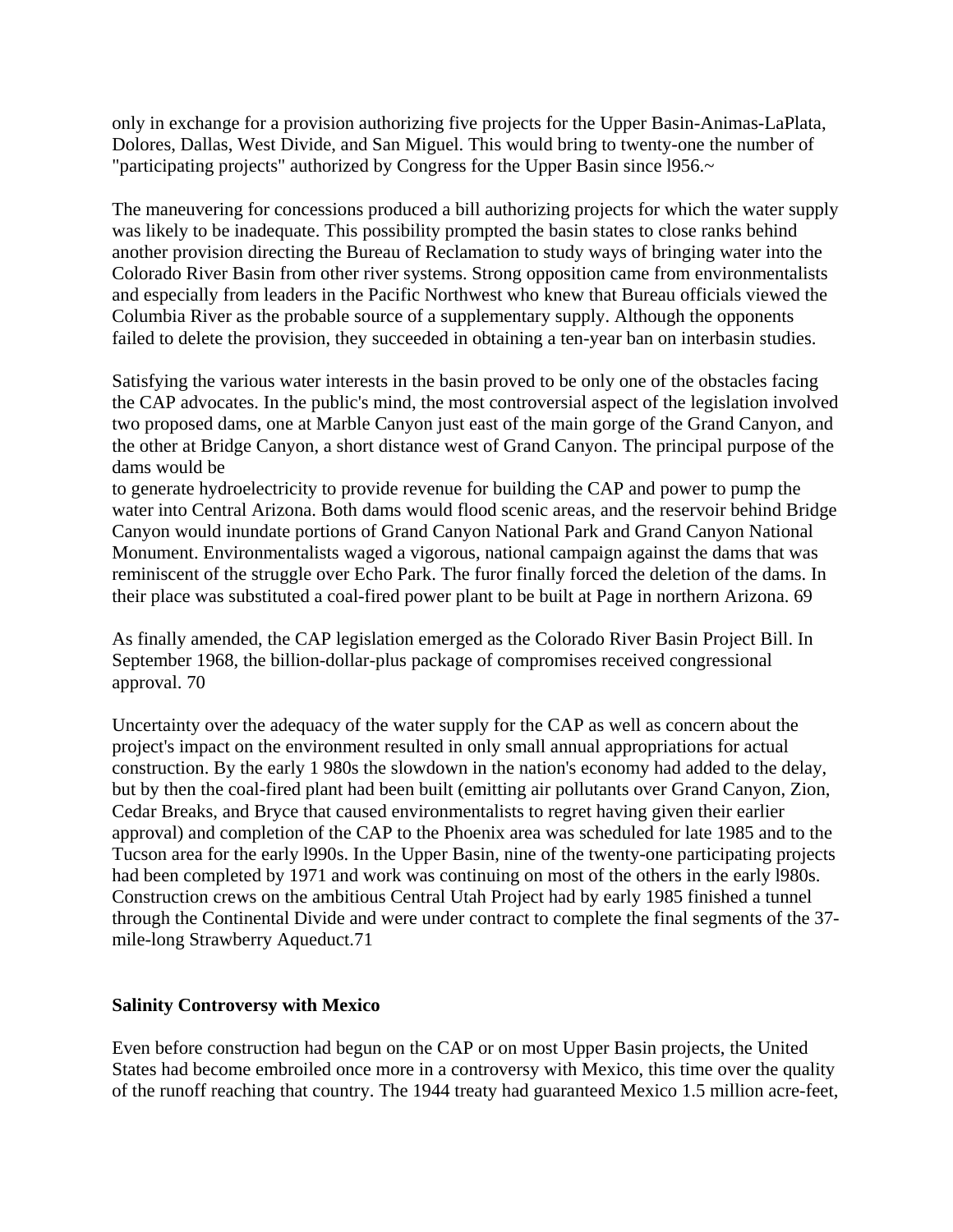only in exchange for a provision authorizing five projects for the Upper Basin-Animas-LaPlata, Dolores, Dallas, West Divide, and San Miguel. This would bring to twenty-one the number of "participating projects" authorized by Congress for the Upper Basin since l956.~

The maneuvering for concessions produced a bill authorizing projects for which the water supply was likely to be inadequate. This possibility prompted the basin states to close ranks behind another provision directing the Bureau of Reclamation to study ways of bringing water into the Colorado River Basin from other river systems. Strong opposition came from environmentalists and especially from leaders in the Pacific Northwest who knew that Bureau officials viewed the Columbia River as the probable source of a supplementary supply. Although the opponents failed to delete the provision, they succeeded in obtaining a ten-year ban on interbasin studies.

Satisfying the various water interests in the basin proved to be only one of the obstacles facing the CAP advocates. In the public's mind, the most controversial aspect of the legislation involved two proposed dams, one at Marble Canyon just east of the main gorge of the Grand Canyon, and the other at Bridge Canyon, a short distance west of Grand Canyon. The principal purpose of the dams would be to generate hydroelectricity to provide revenue for building the CAP and power to pump the water into Central Arizona. Both dams would flood scenic areas, and the reservoir behind Bridge Canyon would inundate portions of Grand Canyon National Park and Grand Canyon National Monument. Environmentalists waged a vigorous, national campaign against the dams that was reminiscent of the struggle over Echo Park. The furor finally forced the deletion of the dams. In their place was substituted a coal-fired power plant to be built at Page in northern Arizona. 69

As finally amended, the CAP legislation emerged as the Colorado River Basin Project Bill. In September 1968, the billion-dollar-plus package of compromises received congressional approval. 70

Uncertainty over the adequacy of the water supply for the CAP as well as concern about the project's impact on the environment resulted in only small annual appropriations for actual construction. By the early 1 980s the slowdown in the nation's economy had added to the delay, but by then the coal-fired plant had been built (emitting air pollutants over Grand Canyon, Zion, Cedar Breaks, and Bryce that caused environmentalists to regret having given their earlier approval) and completion of the CAP to the Phoenix area was scheduled for late 1985 and to the Tucson area for the early l990s. In the Upper Basin, nine of the twenty-one participating projects had been completed by 1971 and work was continuing on most of the others in the early l980s. Construction crews on the ambitious Central Utah Project had by early 1985 finished a tunnel through the Continental Divide and were under contract to complete the final segments of the 37-mile-long Strawberry Aqueduct.71

**Salinity Controversy with Mexico**

Even before construction had begun on the CAP or on most Upper Basin projects, the United States had become embroiled once more in a controversy with Mexico, this time over the quality of the runoff reaching that country. The 1944 treaty had guaranteed Mexico 1.5 million acre-feet,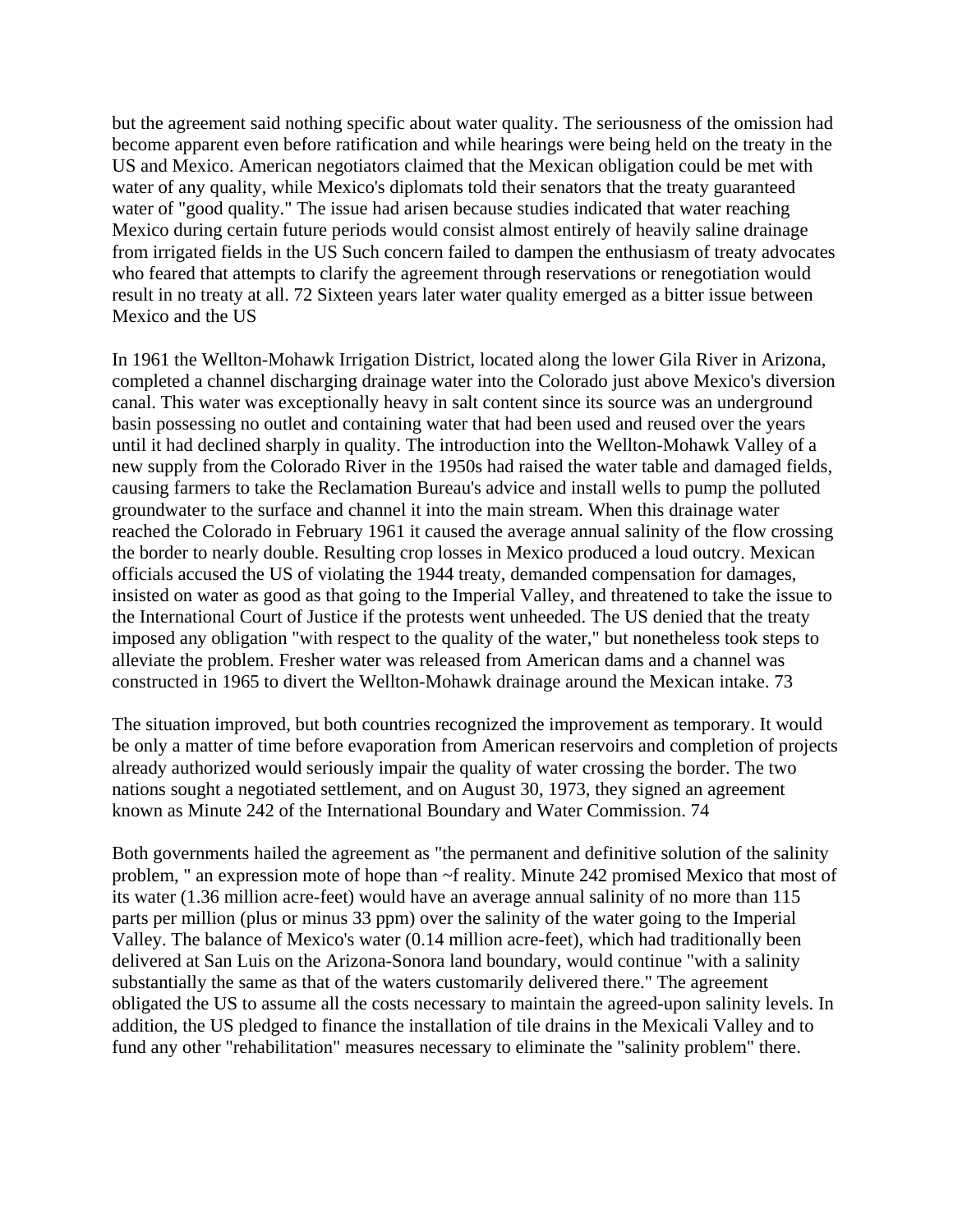but the agreement said nothing specific about water quality. The seriousness of the omission had become apparent even before ratification and while hearings were being held on the treaty in the US and Mexico. American negotiators claimed that the Mexican obligation could be met with water of any quality, while Mexico's diplomats told their senators that the treaty guaranteed water of "good quality." The issue had arisen because studies indicated that water reaching Mexico during certain future periods would consist almost entirely of heavily saline drainage from irrigated fields in the US Such concern failed to dampen the enthusiasm of treaty advocates who feared that attempts to clarify the agreement through reservations or renegotiation would result in no treaty at all. 72 Sixteen years later water quality emerged as a bitter issue between Mexico and the US

In 1961 the Wellton-Mohawk Irrigation District, located along the lower Gila River in Arizona, completed a channel discharging drainage water into the Colorado just above Mexico's diversion canal. This water was exceptionally heavy in salt content since its source was an underground basin possessing no outlet and containing water that had been used and reused over the years until it had declined sharply in quality. The introduction into the Wellton-Mohawk Valley of a new supply from the Colorado River in the 1950s had raised the water table and damaged fields, causing farmers to take the Reclamation Bureau's advice and install wells to pump the polluted groundwater to the surface and channel it into the main stream. When this drainage water reached the Colorado in February 1961 it caused the average annual salinity of the flow crossing the border to nearly double. Resulting crop losses in Mexico produced a loud outcry. Mexican officials accused the US of violating the 1944 treaty, demanded compensation for damages, insisted on water as good as that going to the Imperial Valley, and threatened to take the issue to the International Court of Justice if the protests went unheeded. The US denied that the treaty imposed any obligation "with respect to the quality of the water," but nonetheless took steps to alleviate the problem. Fresher water was released from American dams and a channel was constructed in 1965 to divert the Wellton-Mohawk drainage around the Mexican intake. 73

The situation improved, but both countries recognized the improvement as temporary. It would be only a matter of time before evaporation from American reservoirs and completion of projects already authorized would seriously impair the quality of water crossing the border. The two nations sought a negotiated settlement, and on August 30, 1973, they signed an agreement known as Minute 242 of the International Boundary and Water Commission. 74

Both governments hailed the agreement as "the permanent and definitive solution of the salinity problem, " an expression mote of hope than ~f reality. Minute 242 promised Mexico that most of its water (1.36 million acre-feet) would have an average annual salinity of no more than 115 parts per million (plus or minus 33 ppm) over the salinity of the water going to the Imperial Valley. The balance of Mexico's water (0.14 million acre-feet), which had traditionally been delivered at San Luis on the Arizona-Sonora land boundary, would continue "with a salinity substantially the same as that of the waters customarily delivered there." The agreement obligated the US to assume all the costs necessary to maintain the agreed-upon salinity levels. In addition, the US pledged to finance the installation of tile drains in the Mexicali Valley and to fund any other "rehabilitation" measures necessary to eliminate the "salinity problem" there.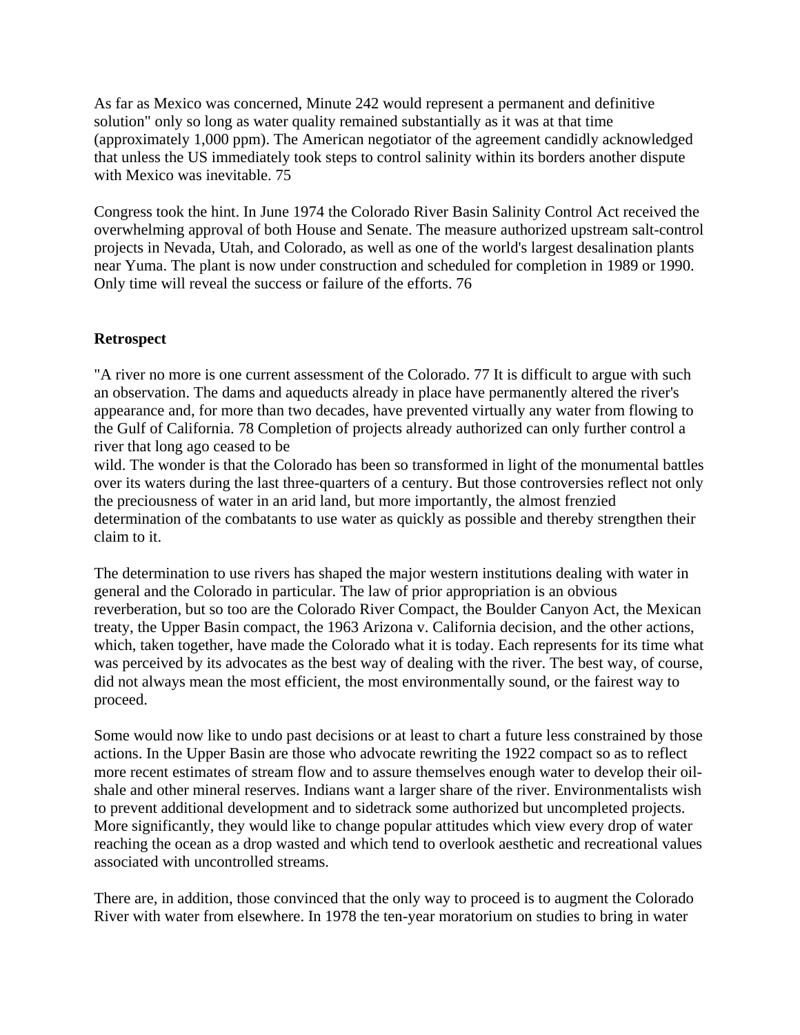As far as Mexico was concerned, Minute 242 would represent a permanent and definitive solution" only so long as water quality remained substantially as it was at that time (approximately 1,000 ppm). The American negotiator of the agreement candidly acknowledged that unless the US immediately took steps to control salinity within its borders another dispute with Mexico was inevitable. 75

Congress took the hint. In June 1974 the Colorado River Basin Salinity Control Act received the overwhelming approval of both House and Senate. The measure authorized upstream salt-control projects in Nevada, Utah, and Colorado, as well as one of the world's largest desalination plants near Yuma. The plant is now under construction and scheduled for completion in 1989 or 1990. Only time will reveal the success or failure of the efforts. 76

**Retrospect**

"A river no more is one current assessment of the Colorado. 77 It is difficult to argue with such an observation. The dams and aqueducts already in place have permanently altered the river's appearance and, for more than two decades, have prevented virtually any water from flowing to the Gulf of California. 78 Completion of projects already authorized can only further control a river that long ago ceased to be
wild. The wonder is that the Colorado has been so transformed in light of the monumental battles over its waters during the last three-quarters of a century. But those controversies reflect not only the preciousness of water in an arid land, but more importantly, the almost frenzied determination of the combatants to use water as quickly as possible and thereby strengthen their claim to it.

The determination to use rivers has shaped the major western institutions dealing with water in general and the Colorado in particular. The law of prior appropriation is an obvious reverberation, but so too are the Colorado River Compact, the Boulder Canyon Act, the Mexican treaty, the Upper Basin compact, the 1963 Arizona v. California decision, and the other actions, which, taken together, have made the Colorado what it is today. Each represents for its time what was perceived by its advocates as the best way of dealing with the river. The best way, of course, did not always mean the most efficient, the most environmentally sound, or the fairest way to proceed.

Some would now like to undo past decisions or at least to chart a future less constrained by those actions. In the Upper Basin are those who advocate rewriting the 1922 compact so as to reflect more recent estimates of stream flow and to assure themselves enough water to develop their oil-shale and other mineral reserves. Indians want a larger share of the river. Environmentalists wish to prevent additional development and to sidetrack some authorized but uncompleted projects. More significantly, they would like to change popular attitudes which view every drop of water reaching the ocean as a drop wasted and which tend to overlook aesthetic and recreational values associated with uncontrolled streams.

There are, in addition, those convinced that the only way to proceed is to augment the Colorado River with water from elsewhere. In 1978 the ten-year moratorium on studies to bring in water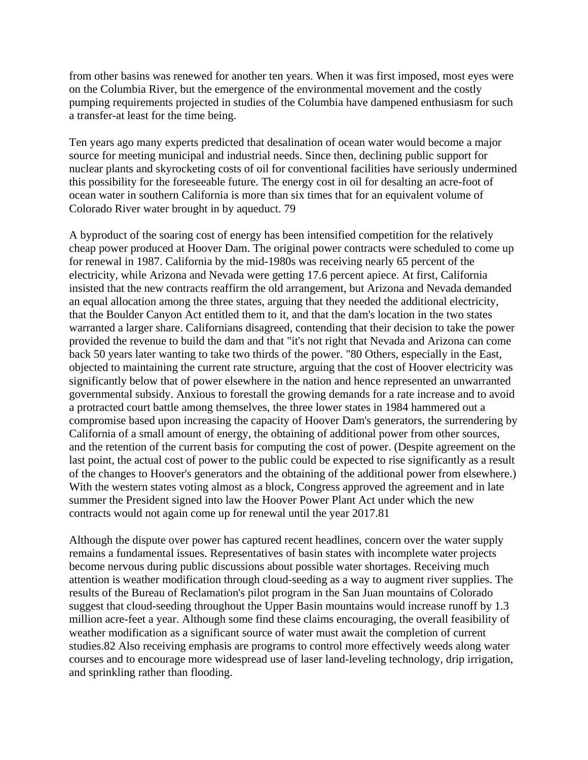from other basins was renewed for another ten years. When it was first imposed, most eyes were on the Columbia River, but the emergence of the environmental movement and the costly pumping requirements projected in studies of the Columbia have dampened enthusiasm for such a transfer-at least for the time being.

Ten years ago many experts predicted that desalination of ocean water would become a major source for meeting municipal and industrial needs. Since then, declining public support for nuclear plants and skyrocketing costs of oil for conventional facilities have seriously undermined this possibility for the foreseeable future. The energy cost in oil for desalting an acre-foot of ocean water in southern California is more than six times that for an equivalent volume of Colorado River water brought in by aqueduct. 79

A byproduct of the soaring cost of energy has been intensified competition for the relatively cheap power produced at Hoover Dam. The original power contracts were scheduled to come up for renewal in 1987. California by the mid-1980s was receiving nearly 65 percent of the electricity, while Arizona and Nevada were getting 17.6 percent apiece. At first, California insisted that the new contracts reaffirm the old arrangement, but Arizona and Nevada demanded an equal allocation among the three states, arguing that they needed the additional electricity, that the Boulder Canyon Act entitled them to it, and that the dam's location in the two states warranted a larger share. Californians disagreed, contending that their decision to take the power provided the revenue to build the dam and that "it's not right that Nevada and Arizona can come back 50 years later wanting to take two thirds of the power. "80 Others, especially in the East, objected to maintaining the current rate structure, arguing that the cost of Hoover electricity was significantly below that of power elsewhere in the nation and hence represented an unwarranted governmental subsidy. Anxious to forestall the growing demands for a rate increase and to avoid a protracted court battle among themselves, the three lower states in 1984 hammered out a compromise based upon increasing the capacity of Hoover Dam's generators, the surrendering by California of a small amount of energy, the obtaining of additional power from other sources, and the retention of the current basis for computing the cost of power. (Despite agreement on the last point, the actual cost of power to the public could be expected to rise significantly as a result of the changes to Hoover's generators and the obtaining of the additional power from elsewhere.) With the western states voting almost as a block, Congress approved the agreement and in late summer the President signed into law the Hoover Power Plant Act under which the new contracts would not again come up for renewal until the year 2017.81

Although the dispute over power has captured recent headlines, concern over the water supply remains a fundamental issues. Representatives of basin states with incomplete water projects become nervous during public discussions about possible water shortages. Receiving much attention is weather modification through cloud-seeding as a way to augment river supplies. The results of the Bureau of Reclamation's pilot program in the San Juan mountains of Colorado suggest that cloud-seeding throughout the Upper Basin mountains would increase runoff by 1.3 million acre-feet a year. Although some find these claims encouraging, the overall feasibility of weather modification as a significant source of water must await the completion of current studies.82 Also receiving emphasis are programs to control more effectively weeds along water courses and to encourage more widespread use of laser land-leveling technology, drip irrigation, and sprinkling rather than flooding.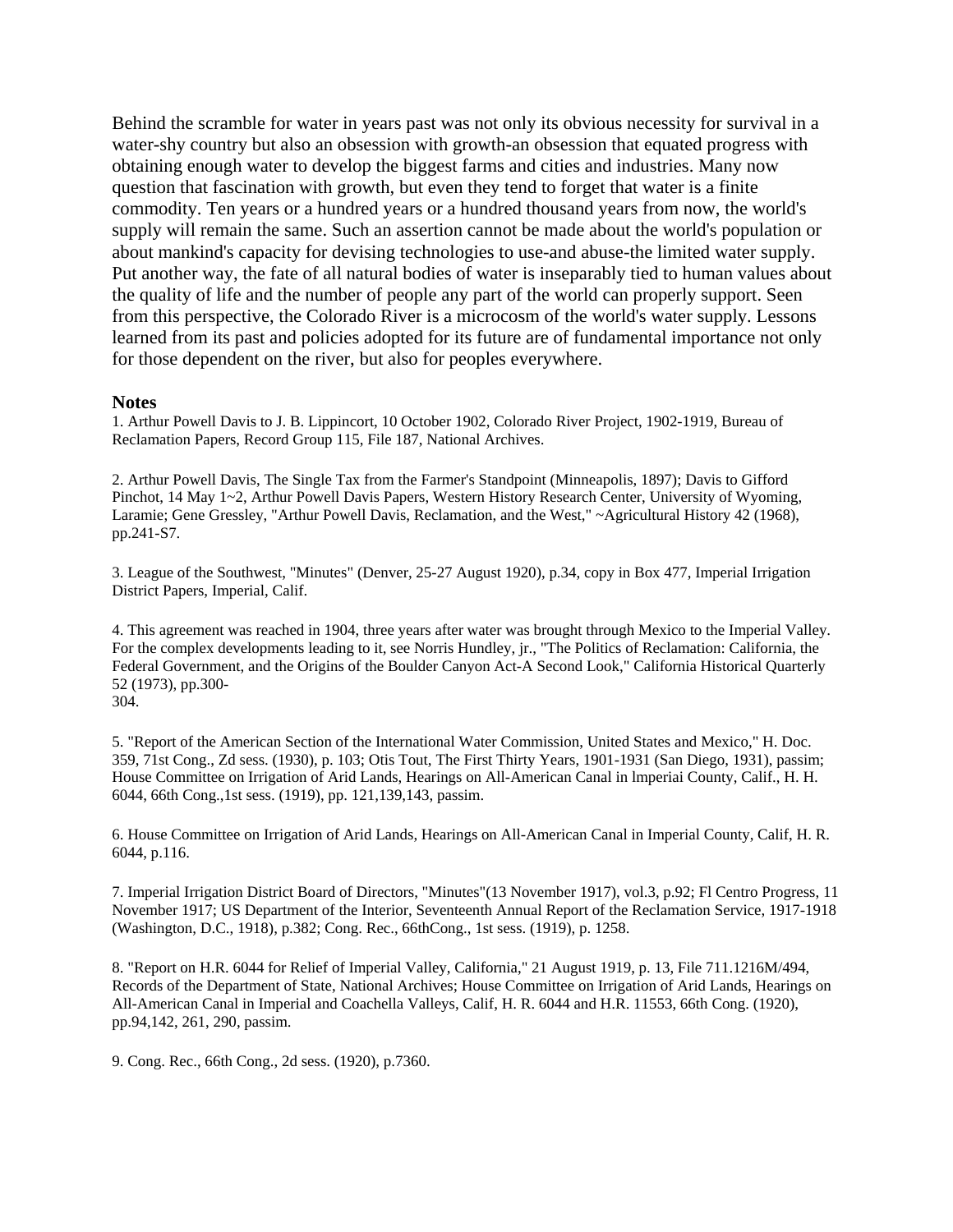Behind the scramble for water in years past was not only its obvious necessity for survival in a water-shy country but also an obsession with growth-an obsession that equated progress with obtaining enough water to develop the biggest farms and cities and industries. Many now question that fascination with growth, but even they tend to forget that water is a finite commodity. Ten years or a hundred years or a hundred thousand years from now, the world's supply will remain the same. Such an assertion cannot be made about the world's population or about mankind's capacity for devising technologies to use-and abuse-the limited water supply. Put another way, the fate of all natural bodies of water is inseparably tied to human values about the quality of life and the number of people any part of the world can properly support. Seen from this perspective, the Colorado River is a microcosm of the world's water supply. Lessons learned from its past and policies adopted for its future are of fundamental importance not only for those dependent on the river, but also for peoples everywhere.

## Notes

1. Arthur Powell Davis to J. B. Lippincort, 10 October 1902, Colorado River Project, 1902-1919, Bureau of Reclamation Papers, Record Group 115, File 187, National Archives.

2. Arthur Powell Davis, The Single Tax from the Farmer's Standpoint (Minneapolis, 1897); Davis to Gifford Pinchot, 14 May 1~2, Arthur Powell Davis Papers, Western History Research Center, University of Wyoming, Laramie; Gene Gressley, "Arthur Powell Davis, Reclamation, and the West," ~Agricultural History 42 (1968), pp.241-S7.

3. League of the Southwest, "Minutes" (Denver, 25-27 August 1920), p.34, copy in Box 477, Imperial Irrigation District Papers, Imperial, Calif.

4. This agreement was reached in 1904, three years after water was brought through Mexico to the Imperial Valley. For the complex developments leading to it, see Norris Hundley, jr., "The Politics of Reclamation: California, the Federal Government, and the Origins of the Boulder Canyon Act-A Second Look," California Historical Quarterly 52 (1973), pp.300-
304.

5. "Report of the American Section of the International Water Commission, United States and Mexico," H. Doc. 359, 71st Cong., Zd sess. (1930), p. 103; Otis Tout, The First Thirty Years, 1901-1931 (San Diego, 1931), passim; House Committee on Irrigation of Arid Lands, Hearings on All-American Canal in lmperiai County, Calif., H. H. 6044, 66th Cong.,1st sess. (1919), pp. 121,139,143, passim.

6. House Committee on Irrigation of Arid Lands, Hearings on All-American Canal in Imperial County, Calif, H. R. 6044, p.116.

7. Imperial Irrigation District Board of Directors, "Minutes"(13 November 1917), vol.3, p.92; Fl Centro Progress, 11 November 1917; US Department of the Interior, Seventeenth Annual Report of the Reclamation Service, 1917-1918 (Washington, D.C., 1918), p.382; Cong. Rec., 66thCong., 1st sess. (1919), p. 1258.

8. "Report on H.R. 6044 for Relief of Imperial Valley, California," 21 August 1919, p. 13, File 711.1216M/494, Records of the Department of State, National Archives; House Committee on Irrigation of Arid Lands, Hearings on All-American Canal in Imperial and Coachella Valleys, Calif, H. R. 6044 and H.R. 11553, 66th Cong. (1920), pp.94,142, 261, 290, passim.

9. Cong. Rec., 66th Cong., 2d sess. (1920), p.7360.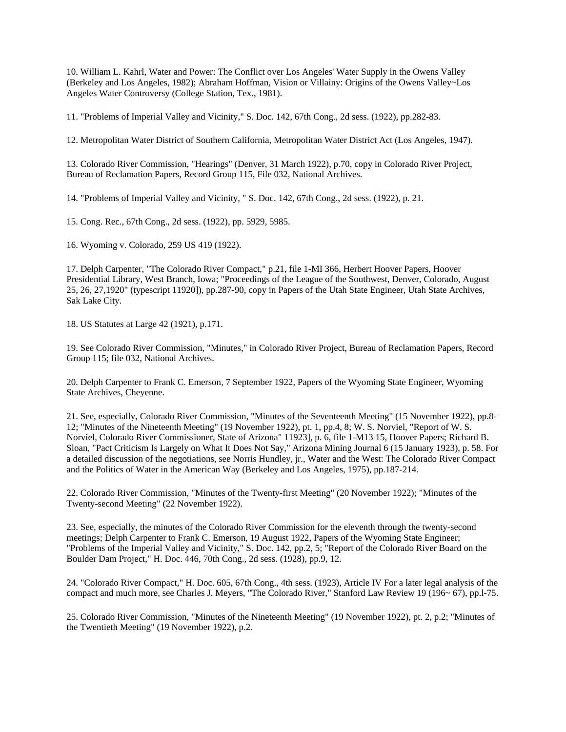10. William L. Kahrl, Water and Power: The Conflict over Los Angeles' Water Supply in the Owens Valley (Berkeley and Los Angeles, 1982); Abraham Hoffman, Vision or Villainy: Origins of the Owens Valley~Los Angeles Water Controversy (College Station, Tex., 1981).

11. "Problems of Imperial Valley and Vicinity," S. Doc. 142, 67th Cong., 2d sess. (1922), pp.282-83.

12. Metropolitan Water District of Southern California, Metropolitan Water District Act (Los Angeles, 1947).

13. Colorado River Commission, "Hearings" (Denver, 31 March 1922), p.70, copy in Colorado River Project, Bureau of Reclamation Papers, Record Group 115, File 032, National Archives.

14. "Problems of Imperial Valley and Vicinity, " S. Doc. 142, 67th Cong., 2d sess. (1922), p. 21.

15. Cong. Rec., 67th Cong., 2d sess. (1922), pp. 5929, 5985.

16. Wyoming v. Colorado, 259 US 419 (1922).

17. Delph Carpenter, "The Colorado River Compact," p.21, file 1-MI 366, Herbert Hoover Papers, Hoover Presidential Library, West Branch, Iowa; "Proceedings of the League of the Southwest, Denver, Colorado, August 25, 26, 27,1920" (typescript 11920]), pp.287-90, copy in Papers of the Utah State Engineer, Utah State Archives, Sak Lake City.

18. US Statutes at Large 42 (1921), p.171.

19. See Colorado River Commission, "Minutes," in Colorado River Project, Bureau of Reclamation Papers, Record Group 115; file 032, National Archives.

20. Delph Carpenter to Frank C. Emerson, 7 September 1922, Papers of the Wyoming State Engineer, Wyoming State Archives, Cheyenne.

21. See, especially, Colorado River Commission, "Minutes of the Seventeenth Meeting" (15 November 1922), pp.8-12; "Minutes of the Nineteenth Meeting" (19 November 1922), pt. 1, pp.4, 8; W. S. Norviel, "Report of W. S. Norviel, Colorado River Commissioner, State of Arizona" 11923], p. 6, file 1-M13 15, Hoover Papers; Richard B. Sloan, "Pact Criticism Is Largely on What It Does Not Say," Arizona Mining Journal 6 (15 January 1923), p. 58. For a detailed discussion of the negotiations, see Norris Hundley, jr., Water and the West: The Colorado River Compact and the Politics of Water in the American Way (Berkeley and Los Angeles, 1975), pp.187-214.

22. Colorado River Commission, "Minutes of the Twenty-first Meeting" (20 November 1922); "Minutes of the Twenty-second Meeting" (22 November 1922).

23. See, especially, the minutes of the Colorado River Commission for the eleventh through the twenty-second meetings; Delph Carpenter to Frank C. Emerson, 19 August 1922, Papers of the Wyoming State Engineer; "Problems of the Imperial Valley and Vicinity," S. Doc. 142, pp.2, 5; "Report of the Colorado River Board on the Boulder Dam Project," H. Doc. 446, 70th Cong., 2d sess. (1928), pp.9, 12.

24. "Colorado River Compact," H. Doc. 605, 67th Cong., 4th sess. (1923), Article IV For a later legal analysis of the compact and much more, see Charles J. Meyers, "The Colorado River," Stanford Law Review 19 (196~ 67), pp.l-75.

25. Colorado River Commission, "Minutes of the Nineteenth Meeting" (19 November 1922), pt. 2, p.2; "Minutes of the Twentieth Meeting" (19 November 1922), p.2.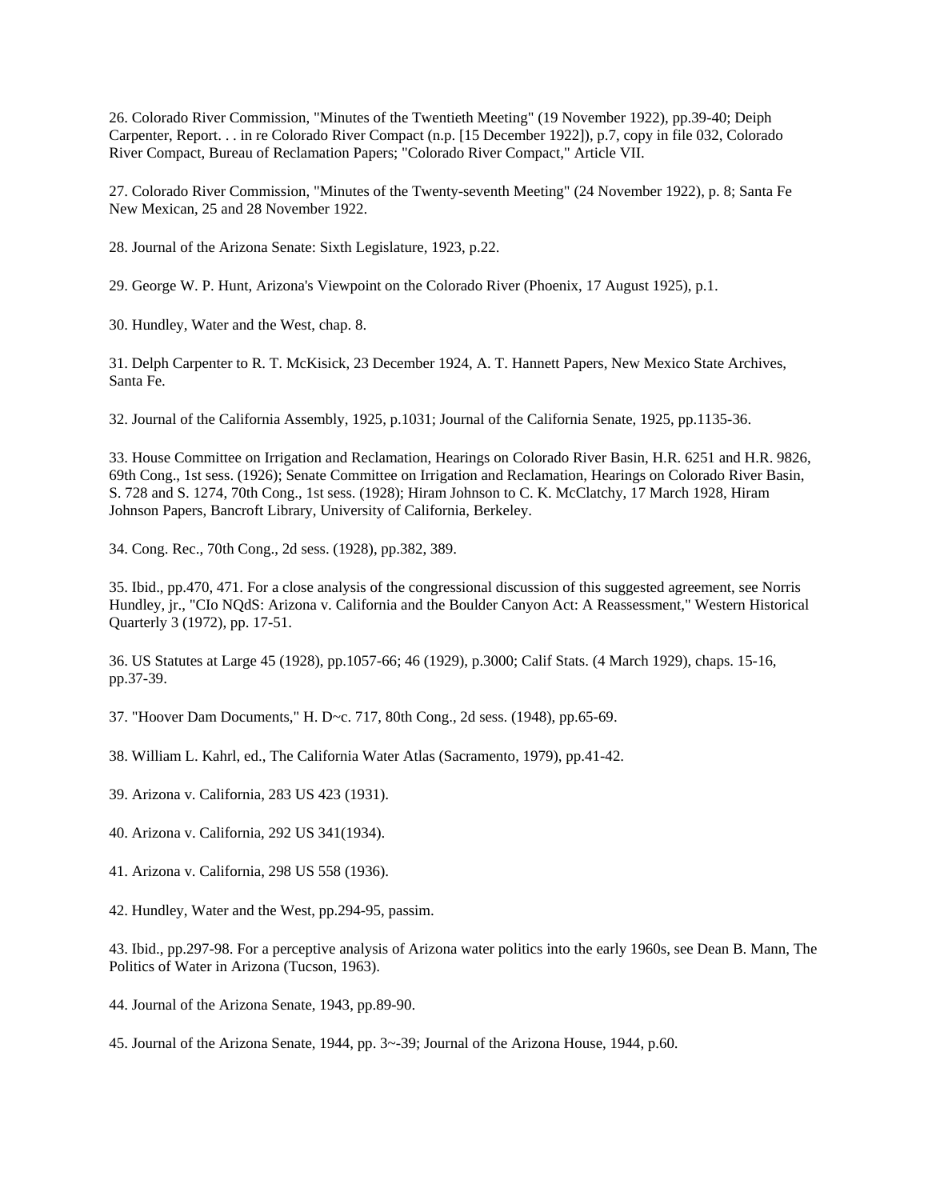26. Colorado River Commission, "Minutes of the Twentieth Meeting" (19 November 1922), pp.39-40; Deiph Carpenter, Report. . . in re Colorado River Compact (n.p. [15 December 1922]), p.7, copy in file 032, Colorado River Compact, Bureau of Reclamation Papers; "Colorado River Compact," Article VII.

27. Colorado River Commission, "Minutes of the Twenty-seventh Meeting" (24 November 1922), p. 8; Santa Fe New Mexican, 25 and 28 November 1922.

28. Journal of the Arizona Senate: Sixth Legislature, 1923, p.22.

29. George W. P. Hunt, Arizona's Viewpoint on the Colorado River (Phoenix, 17 August 1925), p.1.

30. Hundley, Water and the West, chap. 8.

31. Delph Carpenter to R. T. McKisick, 23 December 1924, A. T. Hannett Papers, New Mexico State Archives, Santa Fe.

32. Journal of the California Assembly, 1925, p.1031; Journal of the California Senate, 1925, pp.1135-36.

33. House Committee on Irrigation and Reclamation, Hearings on Colorado River Basin, H.R. 6251 and H.R. 9826, 69th Cong., 1st sess. (1926); Senate Committee on Irrigation and Reclamation, Hearings on Colorado River Basin, S. 728 and S. 1274, 70th Cong., 1st sess. (1928); Hiram Johnson to C. K. McClatchy, 17 March 1928, Hiram Johnson Papers, Bancroft Library, University of California, Berkeley.

34. Cong. Rec., 70th Cong., 2d sess. (1928), pp.382, 389.

35. Ibid., pp.470, 471. For a close analysis of the congressional discussion of this suggested agreement, see Norris Hundley, jr., "CIo NQdS: Arizona v. California and the Boulder Canyon Act: A Reassessment," Western Historical Quarterly 3 (1972), pp. 17-51.

36. US Statutes at Large 45 (1928), pp.1057-66; 46 (1929), p.3000; Calif Stats. (4 March 1929), chaps. 15-16, pp.37-39.

37. "Hoover Dam Documents," H. D~c. 717, 80th Cong., 2d sess. (1948), pp.65-69.

38. William L. Kahrl, ed., The California Water Atlas (Sacramento, 1979), pp.41-42.

39. Arizona v. California, 283 US 423 (1931).

40. Arizona v. California, 292 US 341(1934).

41. Arizona v. California, 298 US 558 (1936).

42. Hundley, Water and the West, pp.294-95, passim.

43. Ibid., pp.297-98. For a perceptive analysis of Arizona water politics into the early 1960s, see Dean B. Mann, The Politics of Water in Arizona (Tucson, 1963).

44. Journal of the Arizona Senate, 1943, pp.89-90.

45. Journal of the Arizona Senate, 1944, pp. 3~-39; Journal of the Arizona House, 1944, p.60.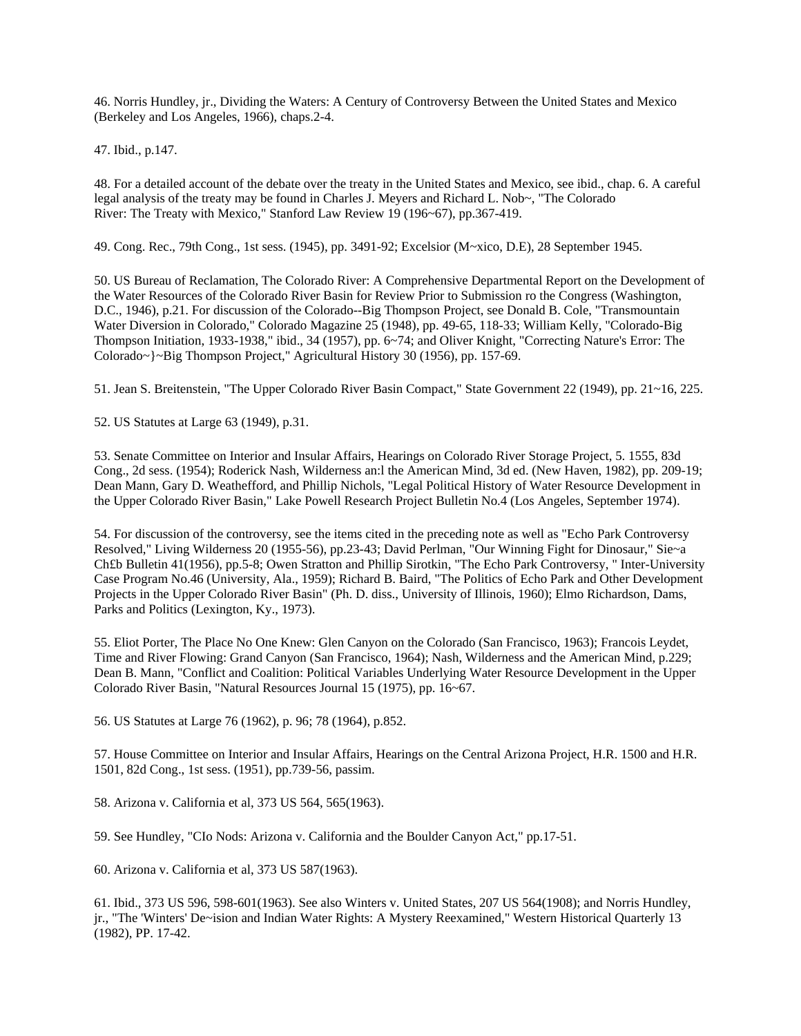46. Norris Hundley, jr., Dividing the Waters: A Century of Controversy Between the United States and Mexico (Berkeley and Los Angeles, 1966), chaps.2-4.

47. Ibid., p.147.

48. For a detailed account of the debate over the treaty in the United States and Mexico, see ibid., chap. 6. A careful legal analysis of the treaty may be found in Charles J. Meyers and Richard L. Nob~, "The Colorado River: The Treaty with Mexico," Stanford Law Review 19 (196~67), pp.367-419.

49. Cong. Rec., 79th Cong., 1st sess. (1945), pp. 3491-92; Excelsior (M~xico, D.E), 28 September 1945.

50. US Bureau of Reclamation, The Colorado River: A Comprehensive Departmental Report on the Development of the Water Resources of the Colorado River Basin for Review Prior to Submission ro the Congress (Washington, D.C., 1946), p.21. For discussion of the Colorado--Big Thompson Project, see Donald B. Cole, "Transmountain Water Diversion in Colorado," Colorado Magazine 25 (1948), pp. 49-65, 118-33; William Kelly, "Colorado-Big Thompson Initiation, 1933-1938," ibid., 34 (1957), pp. 6~74; and Oliver Knight, "Correcting Nature's Error: The Colorado~}~Big Thompson Project," Agricultural History 30 (1956), pp. 157-69.

51. Jean S. Breitenstein, "The Upper Colorado River Basin Compact," State Government 22 (1949), pp. 21~16, 225.

52. US Statutes at Large 63 (1949), p.31.

53. Senate Committee on Interior and Insular Affairs, Hearings on Colorado River Storage Project, 5. 1555, 83d Cong., 2d sess. (1954); Roderick Nash, Wilderness an:l the American Mind, 3d ed. (New Haven, 1982), pp. 209-19; Dean Mann, Gary D. Weathefford, and Phillip Nichols, "Legal Political History of Water Resource Development in the Upper Colorado River Basin," Lake Powell Research Project Bulletin No.4 (Los Angeles, September 1974).

54. For discussion of the controversy, see the items cited in the preceding note as well as "Echo Park Controversy Resolved," Living Wilderness 20 (1955-56), pp.23-43; David Perlman, "Our Winning Fight for Dinosaur," Sie~a Ch£b Bulletin 41(1956), pp.5-8; Owen Stratton and Phillip Sirotkin, "The Echo Park Controversy, " Inter-University Case Program No.46 (University, Ala., 1959); Richard B. Baird, "The Politics of Echo Park and Other Development Projects in the Upper Colorado River Basin" (Ph. D. diss., University of Illinois, 1960); Elmo Richardson, Dams, Parks and Politics (Lexington, Ky., 1973).

55. Eliot Porter, The Place No One Knew: Glen Canyon on the Colorado (San Francisco, 1963); Francois Leydet, Time and River Flowing: Grand Canyon (San Francisco, 1964); Nash, Wilderness and the American Mind, p.229; Dean B. Mann, "Conflict and Coalition: Political Variables Underlying Water Resource Development in the Upper Colorado River Basin, "Natural Resources Journal 15 (1975), pp. 16~67.

56. US Statutes at Large 76 (1962), p. 96; 78 (1964), p.852.

57. House Committee on Interior and Insular Affairs, Hearings on the Central Arizona Project, H.R. 1500 and H.R. 1501, 82d Cong., 1st sess. (1951), pp.739-56, passim.

58. Arizona v. California et al, 373 US 564, 565(1963).

59. See Hundley, "CIo Nods: Arizona v. California and the Boulder Canyon Act," pp.17-51.

60. Arizona v. California et al, 373 US 587(1963).

61. Ibid., 373 US 596, 598-601(1963). See also Winters v. United States, 207 US 564(1908); and Norris Hundley, jr., "The 'Winters' De~ision and Indian Water Rights: A Mystery Reexamined," Western Historical Quarterly 13 (1982), PP. 17-42.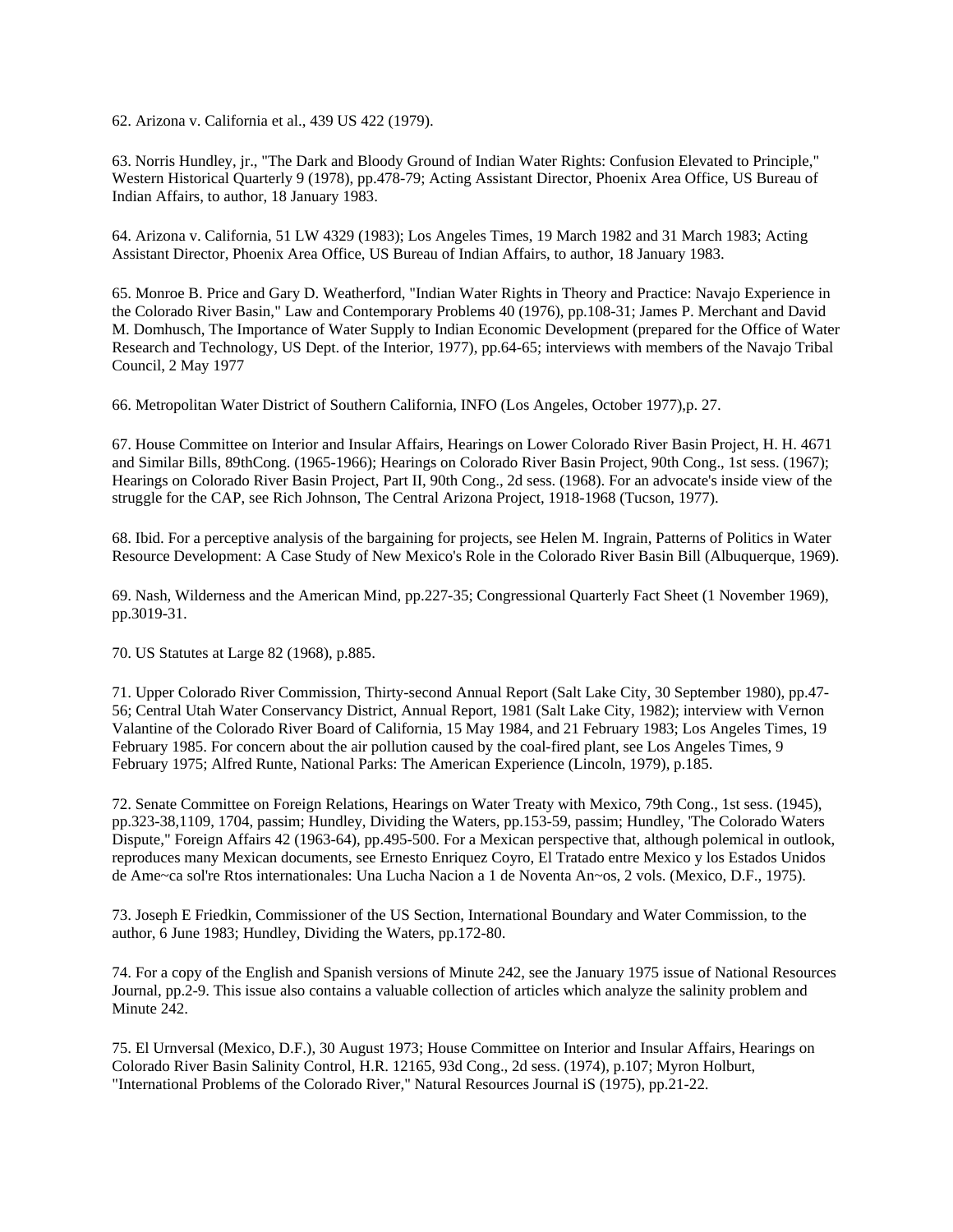62. Arizona v. California et al., 439 US 422 (1979).

63. Norris Hundley, jr., "The Dark and Bloody Ground of Indian Water Rights: Confusion Elevated to Principle," Western Historical Quarterly 9 (1978), pp.478-79; Acting Assistant Director, Phoenix Area Office, US Bureau of Indian Affairs, to author, 18 January 1983.

64. Arizona v. California, 51 LW 4329 (1983); Los Angeles Times, 19 March 1982 and 31 March 1983; Acting Assistant Director, Phoenix Area Office, US Bureau of Indian Affairs, to author, 18 January 1983.

65. Monroe B. Price and Gary D. Weatherford, "Indian Water Rights in Theory and Practice: Navajo Experience in the Colorado River Basin," Law and Contemporary Problems 40 (1976), pp.108-31; James P. Merchant and David M. Domhusch, The Importance of Water Supply to Indian Economic Development (prepared for the Office of Water Research and Technology, US Dept. of the Interior, 1977), pp.64-65; interviews with members of the Navajo Tribal Council, 2 May 1977

66. Metropolitan Water District of Southern California, INFO (Los Angeles, October 1977),p. 27.

67. House Committee on Interior and Insular Affairs, Hearings on Lower Colorado River Basin Project, H. H. 4671 and Similar Bills, 89thCong. (1965-1966); Hearings on Colorado River Basin Project, 90th Cong., 1st sess. (1967); Hearings on Colorado River Basin Project, Part II, 90th Cong., 2d sess. (1968). For an advocate's inside view of the struggle for the CAP, see Rich Johnson, The Central Arizona Project, 1918-1968 (Tucson, 1977).

68. Ibid. For a perceptive analysis of the bargaining for projects, see Helen M. Ingrain, Patterns of Politics in Water Resource Development: A Case Study of New Mexico's Role in the Colorado River Basin Bill (Albuquerque, 1969).

69. Nash, Wilderness and the American Mind, pp.227-35; Congressional Quarterly Fact Sheet (1 November 1969), pp.3019-31.

70. US Statutes at Large 82 (1968), p.885.

71. Upper Colorado River Commission, Thirty-second Annual Report (Salt Lake City, 30 September 1980), pp.47-56; Central Utah Water Conservancy District, Annual Report, 1981 (Salt Lake City, 1982); interview with Vernon Valantine of the Colorado River Board of California, 15 May 1984, and 21 February 1983; Los Angeles Times, 19 February 1985. For concern about the air pollution caused by the coal-fired plant, see Los Angeles Times, 9 February 1975; Alfred Runte, National Parks: The American Experience (Lincoln, 1979), p.185.

72. Senate Committee on Foreign Relations, Hearings on Water Treaty with Mexico, 79th Cong., 1st sess. (1945), pp.323-38,1109, 1704, passim; Hundley, Dividing the Waters, pp.153-59, passim; Hundley, 'The Colorado Waters Dispute," Foreign Affairs 42 (1963-64), pp.495-500. For a Mexican perspective that, although polemical in outlook, reproduces many Mexican documents, see Ernesto Enriquez Coyro, El Tratado entre Mexico y los Estados Unidos de Ame~ca sol're Rtos internationales: Una Lucha Nacion a 1 de Noventa An~os, 2 vols. (Mexico, D.F., 1975).

73. Joseph E Friedkin, Commissioner of the US Section, International Boundary and Water Commission, to the author, 6 June 1983; Hundley, Dividing the Waters, pp.172-80.

74. For a copy of the English and Spanish versions of Minute 242, see the January 1975 issue of National Resources Journal, pp.2-9. This issue also contains a valuable collection of articles which analyze the salinity problem and Minute 242.

75. El Urnversal (Mexico, D.F.), 30 August 1973; House Committee on Interior and Insular Affairs, Hearings on Colorado River Basin Salinity Control, H.R. 12165, 93d Cong., 2d sess. (1974), p.107; Myron Holburt, "International Problems of the Colorado River," Natural Resources Journal iS (1975), pp.21-22.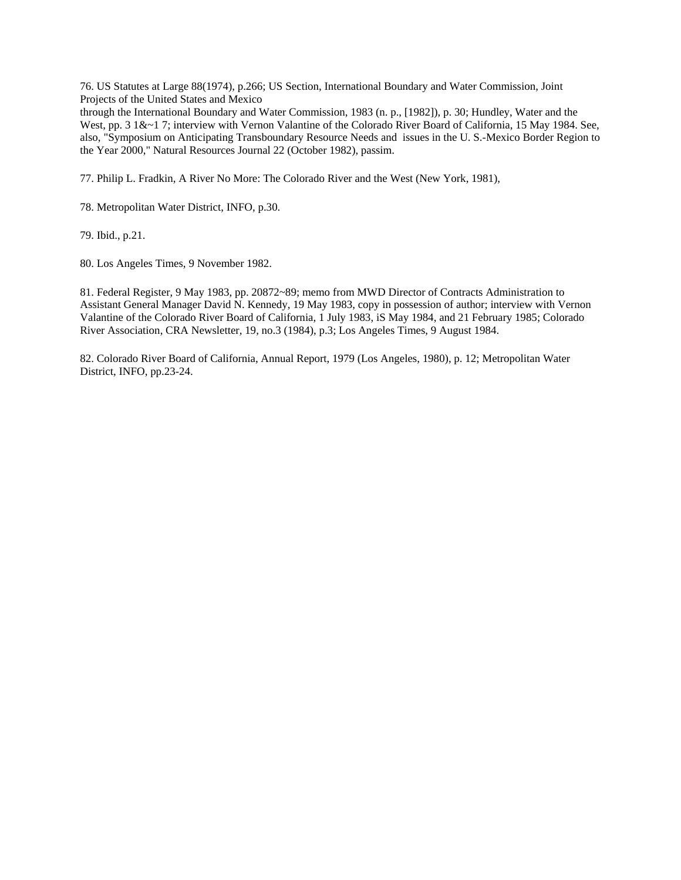76. US Statutes at Large 88(1974), p.266; US Section, International Boundary and Water Commission, Joint Projects of the United States and Mexico through the International Boundary and Water Commission, 1983 (n. p., [1982]), p. 30; Hundley, Water and the West, pp. 3 1&~1 7; interview with Vernon Valantine of the Colorado River Board of California, 15 May 1984. See, also, "Symposium on Anticipating Transboundary Resource Needs and issues in the U. S.-Mexico Border Region to the Year 2000," Natural Resources Journal 22 (October 1982), passim.

77. Philip L. Fradkin, A River No More: The Colorado River and the West (New York, 1981),

78. Metropolitan Water District, INFO, p.30.

79. Ibid., p.21.

80. Los Angeles Times, 9 November 1982.

81. Federal Register, 9 May 1983, pp. 20872~89; memo from MWD Director of Contracts Administration to Assistant General Manager David N. Kennedy, 19 May 1983, copy in possession of author; interview with Vernon Valantine of the Colorado River Board of California, 1 July 1983, iS May 1984, and 21 February 1985; Colorado River Association, CRA Newsletter, 19, no.3 (1984), p.3; Los Angeles Times, 9 August 1984.

82. Colorado River Board of California, Annual Report, 1979 (Los Angeles, 1980), p. 12; Metropolitan Water District, INFO, pp.23-24.